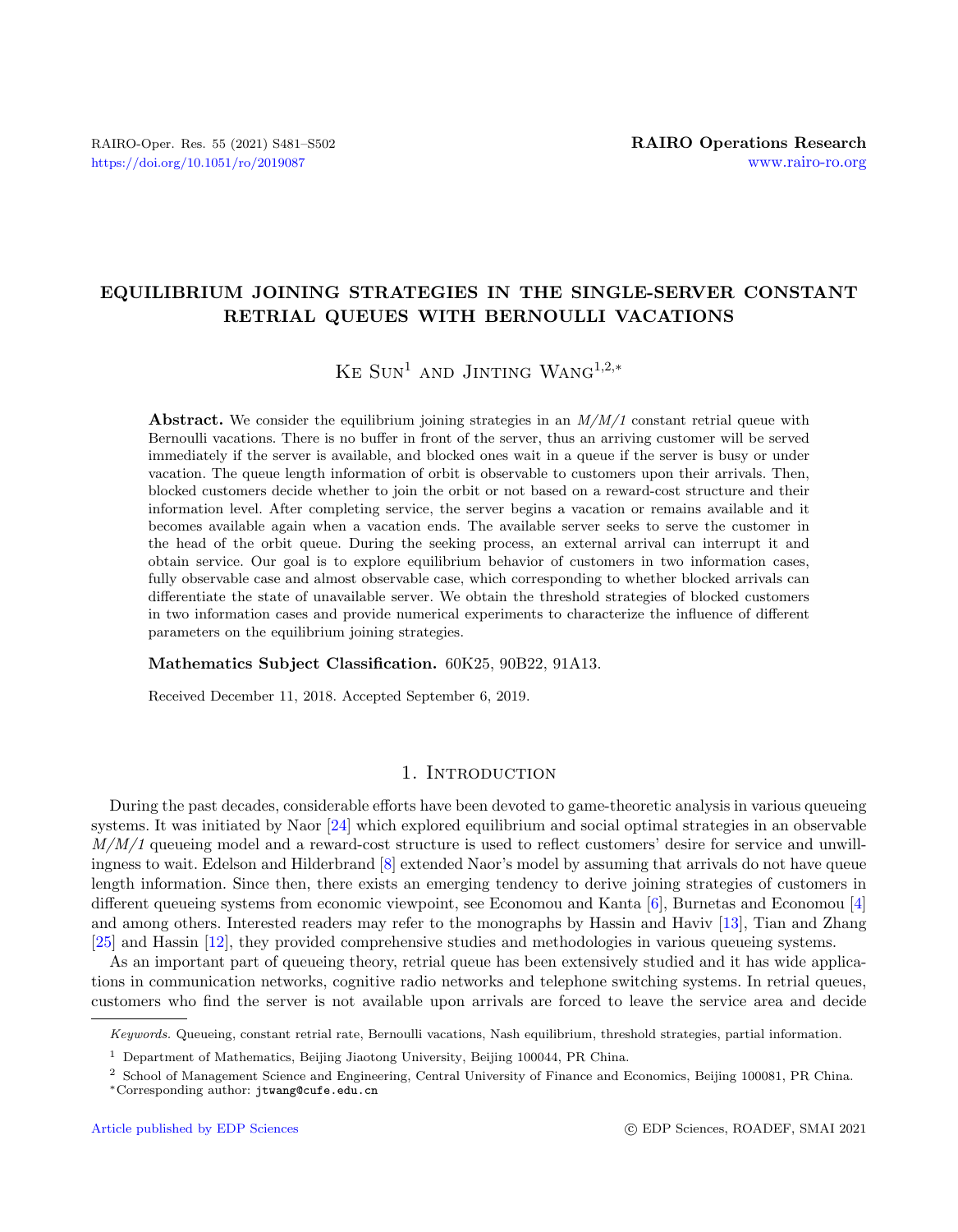# EQUILIBRIUM JOINING STRATEGIES IN THE SINGLE-SERVER CONSTANT RETRIAL QUEUES WITH BERNOULLI VACATIONS

Ke Sun[1] and Jinting Wang[1,2,*]

**Abstract.** We consider the equilibrium joining strategies in an *M/M/1* constant retrial queue with Bernoulli vacations. There is no buffer in front of the server, thus an arriving customer will be served immediately if the server is available, and blocked ones wait in a queue if the server is busy or under vacation. The queue length information of orbit is observable to customers upon their arrivals. Then, blocked customers decide whether to join the orbit or not based on a reward-cost structure and their information level. After completing service, the server begins a vacation or remains available and it becomes available again when a vacation ends. The available server seeks to serve the customer in the head of the orbit queue. During the seeking process, an external arrival can interrupt it and obtain service. Our goal is to explore equilibrium behavior of customers in two information cases, fully observable case and almost observable case, which corresponding to whether blocked arrivals can differentiate the state of unavailable server. We obtain the threshold strategies of blocked customers in two information cases and provide numerical experiments to characterize the influence of different parameters on the equilibrium joining strategies.

**Mathematics Subject Classification.** 60K25, 90B22, 91A13.

Received December 11, 2018. Accepted September 6, 2019.

## 1. Introduction

During the past decades, considerable efforts have been devoted to game-theoretic analysis in various queueing systems. It was initiated by Naor [24] which explored equilibrium and social optimal strategies in an observable *M/M/1* queueing model and a reward-cost structure is used to reflect customers' desire for service and unwillingness to wait. Edelson and Hilderbrand [8] extended Naor's model by assuming that arrivals do not have queue length information. Since then, there exists an emerging tendency to derive joining strategies of customers in different queueing systems from economic viewpoint, see Economou and Kanta [6], Burnetas and Economou [4] and among others. Interested readers may refer to the monographs by Hassin and Haviv [13], Tian and Zhang [25] and Hassin [12], they provided comprehensive studies and methodologies in various queueing systems.

As an important part of queueing theory, retrial queue has been extensively studied and it has wide applications in communication networks, cognitive radio networks and telephone switching systems. In retrial queues, customers who find the server is not available upon arrivals are forced to leave the service area and decide

---

*Keywords.* Queueing, constant retrial rate, Bernoulli vacations, Nash equilibrium, threshold strategies, partial information.

[1] Department of Mathematics, Beijing Jiaotong University, Beijing 100044, PR China.

[2] School of Management Science and Engineering, Central University of Finance and Economics, Beijing 100081, PR China.

*Corresponding author: jtwang@cufe.edu.cn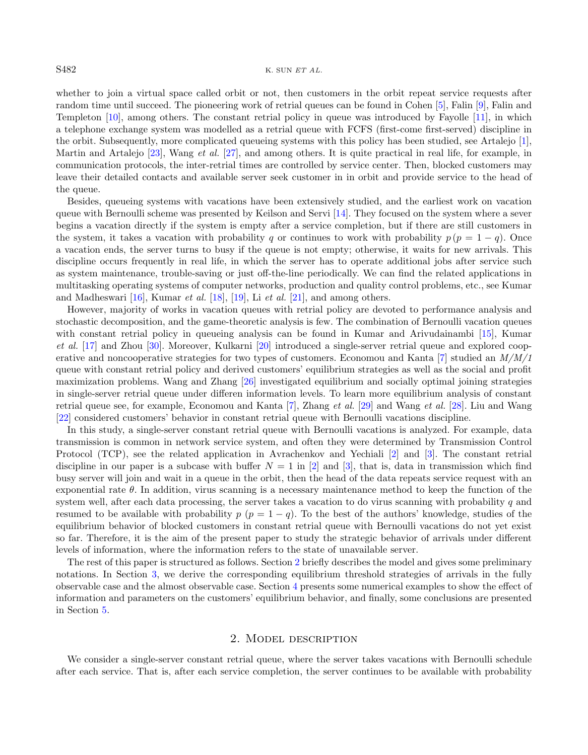whether to join a virtual space called orbit or not, then customers in the orbit repeat service requests after random time until succeed. The pioneering work of retrial queues can be found in Cohen [5], Falin [9], Falin and Templeton [10], among others. The constant retrial policy in queue was introduced by Fayolle [11], in which a telephone exchange system was modelled as a retrial queue with FCFS (first-come first-served) discipline in the orbit. Subsequently, more complicated queueing systems with this policy has been studied, see Artalejo [1], Martin and Artalejo [23], Wang *et al.* [27], and among others. It is quite practical in real life, for example, in communication protocols, the inter-retrial times are controlled by service center. Then, blocked customers may leave their detailed contacts and available server seek customer in in orbit and provide service to the head of the queue.

Besides, queueing systems with vacations have been extensively studied, and the earliest work on vacation queue with Bernoulli scheme was presented by Keilson and Servi [14]. They focused on the system where a sever begins a vacation directly if the system is empty after a service completion, but if there are still customers in the system, it takes a vacation with probability $q$ or continues to work with probability $p\,(p = 1 - q)$. Once a vacation ends, the server turns to busy if the queue is not empty; otherwise, it waits for new arrivals. This discipline occurs frequently in real life, in which the server has to operate additional jobs after service such as system maintenance, trouble-saving or just off-the-line periodically. We can find the related applications in multitasking operating systems of computer networks, production and quality control problems, etc., see Kumar and Madheswari [16], Kumar *et al.* [18], [19], Li *et al.* [21], and among others.

However, majority of works in vacation queues with retrial policy are devoted to performance analysis and stochastic decomposition, and the game-theoretic analysis is few. The combination of Bernoulli vacation queues with constant retrial policy in queueing analysis can be found in Kumar and Arivudainambi [15], Kumar *et al.* [17] and Zhou [30]. Moreover, Kulkarni [20] introduced a single-server retrial queue and explored cooperative and noncooperative strategies for two types of customers. Economou and Kanta [7] studied an *M/M/1* queue with constant retrial policy and derived customers' equilibrium strategies as well as the social and profit maximization problems. Wang and Zhang [26] investigated equilibrium and socially optimal joining strategies in single-server retrial queue under differen information levels. To learn more equilibrium analysis of constant retrial queue see, for example, Economou and Kanta [7], Zhang *et al.* [29] and Wang *et al.* [28]. Liu and Wang [22] considered customers' behavior in constant retrial queue with Bernoulli vacations discipline.

In this study, a single-server constant retrial queue with Bernoulli vacations is analyzed. For example, data transmission is common in network service system, and often they were determined by Transmission Control Protocol (TCP), see the related application in Avrachenkov and Yechiali [2] and [3]. The constant retrial discipline in our paper is a subcase with buffer $N = 1$ in [2] and [3], that is, data in transmission which find busy server will join and wait in a queue in the orbit, then the head of the data repeats service request with an exponential rate $\theta$. In addition, virus scanning is a necessary maintenance method to keep the function of the system well, after each data processing, the server takes a vacation to do virus scanning with probability $q$ and resumed to be available with probability $p$ $(p = 1 - q)$. To the best of the authors' knowledge, studies of the equilibrium behavior of blocked customers in constant retrial queue with Bernoulli vacations do not yet exist so far. Therefore, it is the aim of the present paper to study the strategic behavior of arrivals under different levels of information, where the information refers to the state of unavailable server.

The rest of this paper is structured as follows. Section 2 briefly describes the model and gives some preliminary notations. In Section 3, we derive the corresponding equilibrium threshold strategies of arrivals in the fully observable case and the almost observable case. Section 4 presents some numerical examples to show the effect of information and parameters on the customers' equilibrium behavior, and finally, some conclusions are presented in Section 5.

## 2. Model description

We consider a single-server constant retrial queue, where the server takes vacations with Bernoulli schedule after each service. That is, after each service completion, the server continues to be available with probability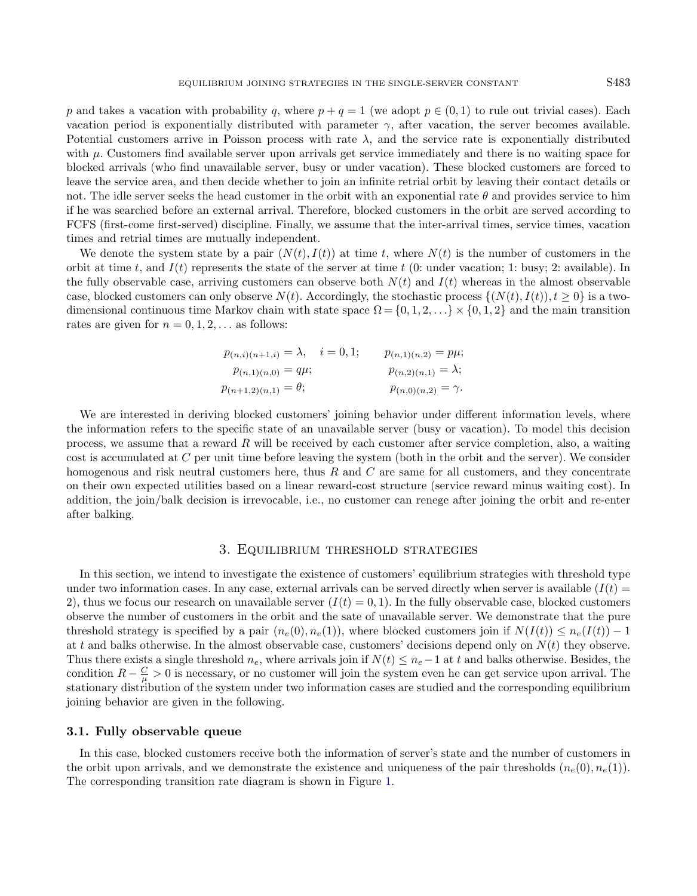$p$ and takes a vacation with probability $q$, where $p + q = 1$ (we adopt $p \in (0, 1)$ to rule out trivial cases). Each vacation period is exponentially distributed with parameter $\gamma$, after vacation, the server becomes available. Potential customers arrive in Poisson process with rate $\lambda$, and the service rate is exponentially distributed with $\mu$. Customers find available server upon arrivals get service immediately and there is no waiting space for blocked arrivals (who find unavailable server, busy or under vacation). These blocked customers are forced to leave the service area, and then decide whether to join an infinite retrial orbit by leaving their contact details or not. The idle server seeks the head customer in the orbit with an exponential rate $\theta$ and provides service to him if he was searched before an external arrival. Therefore, blocked customers in the orbit are served according to FCFS (first-come first-served) discipline. Finally, we assume that the inter-arrival times, service times, vacation times and retrial times are mutually independent.

We denote the system state by a pair $(N(t), I(t))$ at time $t$, where $N(t)$ is the number of customers in the orbit at time $t$, and $I(t)$ represents the state of the server at time $t$ (0: under vacation; 1: busy; 2: available). In the fully observable case, arriving customers can observe both $N(t)$ and $I(t)$ whereas in the almost observable case, blocked customers can only observe $N(t)$. Accordingly, the stochastic process $\{(N(t), I(t)), t \geq 0\}$ is a two-dimensional continuous time Markov chain with state space $\Omega = \{0, 1, 2, \ldots\} \times \{0, 1, 2\}$ and the main transition rates are given for $n = 0, 1, 2, \ldots$ as follows:

$$
\begin{aligned}
p_{(n,i)(n+1,i)} &= \lambda, \quad i = 0, 1; & p_{(n,1)(n,2)} &= p\mu; \\
p_{(n,1)(n,0)} &= q\mu; & p_{(n,2)(n,1)} &= \lambda; \\
p_{(n+1,2)(n,1)} &= \theta; & p_{(n,0)(n,2)} &= \gamma.
\end{aligned}
$$

We are interested in deriving blocked customers' joining behavior under different information levels, where the information refers to the specific state of an unavailable server (busy or vacation). To model this decision process, we assume that a reward $R$ will be received by each customer after service completion, also, a waiting cost is accumulated at $C$ per unit time before leaving the system (both in the orbit and the server). We consider homogenous and risk neutral customers here, thus $R$ and $C$ are same for all customers, and they concentrate on their own expected utilities based on a linear reward-cost structure (service reward minus waiting cost). In addition, the join/balk decision is irrevocable, i.e., no customer can renege after joining the orbit and re-enter after balking.

## 3. Equilibrium threshold strategies

In this section, we intend to investigate the existence of customers' equilibrium strategies with threshold type under two information cases. In any case, external arrivals can be served directly when server is available ($I(t) = 2$), thus we focus our research on unavailable server ($I(t) = 0, 1$). In the fully observable case, blocked customers observe the number of customers in the orbit and the sate of unavailable server. We demonstrate that the pure threshold strategy is specified by a pair $(n_e(0), n_e(1))$, where blocked customers join if $N(I(t)) \leq n_e(I(t)) - 1$ at $t$ and balks otherwise. In the almost observable case, customers' decisions depend only on $N(t)$ they observe. Thus there exists a single threshold $n_e$, where arrivals join if $N(t) \leq n_e - 1$ at $t$ and balks otherwise. Besides, the condition $R - \frac{C}{\mu} > 0$ is necessary, or no customer will join the system even he can get service upon arrival. The stationary distribution of the system under two information cases are studied and the corresponding equilibrium joining behavior are given in the following.

### 3.1. Fully observable queue

In this case, blocked customers receive both the information of server's state and the number of customers in the orbit upon arrivals, and we demonstrate the existence and uniqueness of the pair thresholds $(n_e(0), n_e(1))$. The corresponding transition rate diagram is shown in Figure 1.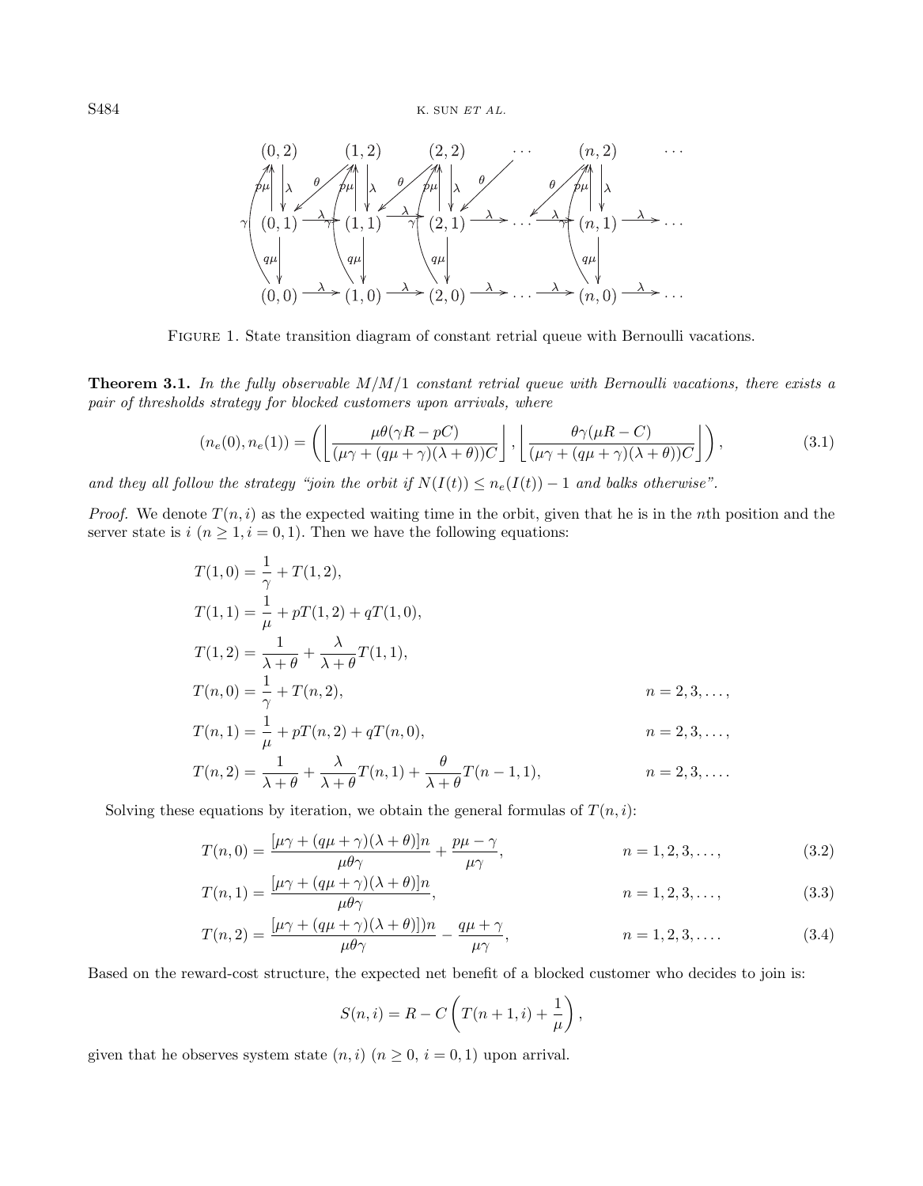FIGURE 1. State transition diagram of constant retrial queue with Bernoulli vacations.

**Theorem 3.1.** *In the fully observable M/M/1 constant retrial queue with Bernoulli vacations, there exists a pair of thresholds strategy for blocked customers upon arrivals, where*

$$(n_e(0), n_e(1)) = \left( \left\lfloor \frac{\mu\theta(\gamma R - pC)}{(\mu\gamma + (q\mu + \gamma)(\lambda + \theta))C} \right\rfloor, \left\lfloor \frac{\theta\gamma(\mu R - C)}{(\mu\gamma + (q\mu + \gamma)(\lambda + \theta))C} \right\rfloor \right), \tag{3.1}$$

*and they all follow the strategy "join the orbit if $N(I(t)) \leq n_e(I(t)) - 1$ and balks otherwise".*

*Proof.* We denote $T(n, i)$ as the expected waiting time in the orbit, given that he is in the $n$th position and the server state is $i$ ($n \geq 1, i = 0, 1$). Then we have the following equations:

$$\begin{aligned}
T(1,0) &= \frac{1}{\gamma} + T(1,2), \\
T(1,1) &= \frac{1}{\mu} + pT(1,2) + qT(1,0), \\
T(1,2) &= \frac{1}{\lambda+\theta} + \frac{\lambda}{\lambda+\theta} T(1,1), \\
T(n,0) &= \frac{1}{\gamma} + T(n,2), && n = 2, 3, \ldots, \\
T(n,1) &= \frac{1}{\mu} + pT(n,2) + qT(n,0), && n = 2, 3, \ldots, \\
T(n,2) &= \frac{1}{\lambda+\theta} + \frac{\lambda}{\lambda+\theta} T(n,1) + \frac{\theta}{\lambda+\theta} T(n-1,1), && n = 2, 3, \ldots.
\end{aligned}$$

Solving these equations by iteration, we obtain the general formulas of $T(n, i)$:

$$T(n,0) = \frac{[\mu\gamma + (q\mu + \gamma)(\lambda + \theta)]n}{\mu\theta\gamma} + \frac{p\mu - \gamma}{\mu\gamma}, \qquad n = 1, 2, 3, \ldots, \tag{3.2}$$

$$T(n,1) = \frac{[\mu\gamma + (q\mu + \gamma)(\lambda + \theta)]n}{\mu\theta\gamma}, \qquad n = 1, 2, 3, \ldots, \tag{3.3}$$

$$T(n,2) = \frac{[\mu\gamma + (q\mu + \gamma)(\lambda + \theta)])n}{\mu\theta\gamma} - \frac{q\mu + \gamma}{\mu\gamma}, \qquad n = 1, 2, 3, \ldots. \tag{3.4}$$

Based on the reward-cost structure, the expected net benefit of a blocked customer who decides to join is:

$$S(n, i) = R - C\left( T(n+1, i) + \frac{1}{\mu} \right),$$

given that he observes system state $(n, i)$ ($n \geq 0$, $i = 0, 1$) upon arrival.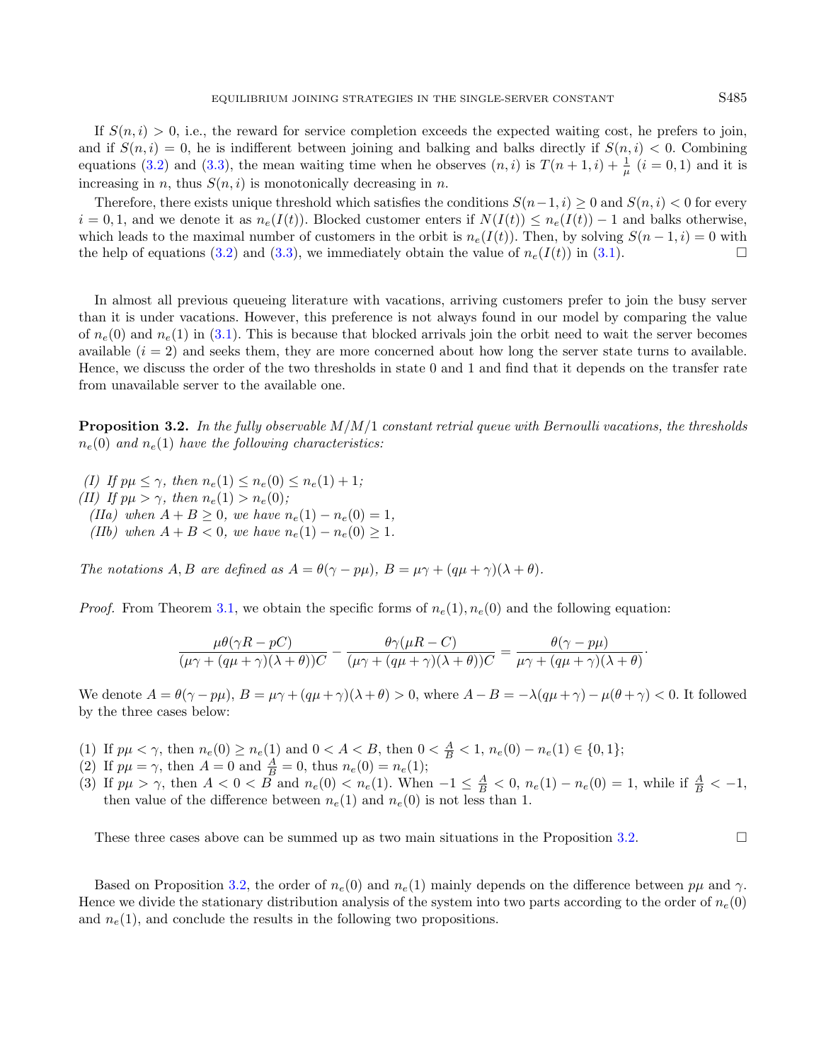If $S(n, i) > 0$, i.e., the reward for service completion exceeds the expected waiting cost, he prefers to join, and if $S(n, i) = 0$, he is indifferent between joining and balking and balks directly if $S(n, i) < 0$. Combining equations (3.2) and (3.3), the mean waiting time when he observes $(n, i)$ is $T(n+1, i) + \frac{1}{\mu}$ $(i = 0, 1)$ and it is increasing in $n$, thus $S(n, i)$ is monotonically decreasing in $n$.

Therefore, there exists unique threshold which satisfies the conditions $S(n-1, i) \geq 0$ and $S(n, i) < 0$ for every $i = 0, 1$, and we denote it as $n_e(I(t))$. Blocked customer enters if $N(I(t)) \leq n_e(I(t)) - 1$ and balks otherwise, which leads to the maximal number of customers in the orbit is $n_e(I(t))$. Then, by solving $S(n-1, i) = 0$ with the help of equations (3.2) and (3.3), we immediately obtain the value of $n_e(I(t))$ in (3.1). □

In almost all previous queueing literature with vacations, arriving customers prefer to join the busy server than it is under vacations. However, this preference is not always found in our model by comparing the value of $n_e(0)$ and $n_e(1)$ in (3.1). This is because that blocked arrivals join the orbit need to wait the server becomes available ($i = 2$) and seeks them, they are more concerned about how long the server state turns to available. Hence, we discuss the order of the two thresholds in state 0 and 1 and find that it depends on the transfer rate from unavailable server to the available one.

**Proposition 3.2.** *In the fully observable M/M/1 constant retrial queue with Bernoulli vacations, the thresholds $n_e(0)$ and $n_e(1)$ have the following characteristics:*

*(I) If $p\mu \leq \gamma$, then $n_e(1) \leq n_e(0) \leq n_e(1) + 1$;*
*(II) If $p\mu > \gamma$, then $n_e(1) > n_e(0)$;*
*(IIa) when $A + B \geq 0$, we have $n_e(1) - n_e(0) = 1$,*
*(IIb) when $A + B < 0$, we have $n_e(1) - n_e(0) \geq 1$.*

*The notations $A, B$ are defined as $A = \theta(\gamma - p\mu)$, $B = \mu\gamma + (q\mu + \gamma)(\lambda + \theta)$.*

*Proof.* From Theorem 3.1, we obtain the specific forms of $n_e(1), n_e(0)$ and the following equation:

$$\frac{\mu\theta(\gamma R - pC)}{(\mu\gamma + (q\mu + \gamma)(\lambda + \theta))C} - \frac{\theta\gamma(\mu R - C)}{(\mu\gamma + (q\mu + \gamma)(\lambda + \theta))C} = \frac{\theta(\gamma - p\mu)}{\mu\gamma + (q\mu + \gamma)(\lambda + \theta)}.$$

We denote $A = \theta(\gamma - p\mu)$, $B = \mu\gamma + (q\mu + \gamma)(\lambda + \theta) > 0$, where $A - B = -\lambda(q\mu + \gamma) - \mu(\theta + \gamma) < 0$. It followed by the three cases below:

(1) If $p\mu < \gamma$, then $n_e(0) \geq n_e(1)$ and $0 < A < B$, then $0 < \frac{A}{B} < 1$, $n_e(0) - n_e(1) \in \{0, 1\}$;
(2) If $p\mu = \gamma$, then $A = 0$ and $\frac{A}{B} = 0$, thus $n_e(0) = n_e(1)$;
(3) If $p\mu > \gamma$, then $A < 0 < B$ and $n_e(0) < n_e(1)$. When $-1 \leq \frac{A}{B} < 0$, $n_e(1) - n_e(0) = 1$, while if $\frac{A}{B} < -1$, then value of the difference between $n_e(1)$ and $n_e(0)$ is not less than 1.

These three cases above can be summed up as two main situations in the Proposition 3.2. □

Based on Proposition 3.2, the order of $n_e(0)$ and $n_e(1)$ mainly depends on the difference between $p\mu$ and $\gamma$. Hence we divide the stationary distribution analysis of the system into two parts according to the order of $n_e(0)$ and $n_e(1)$, and conclude the results in the following two propositions.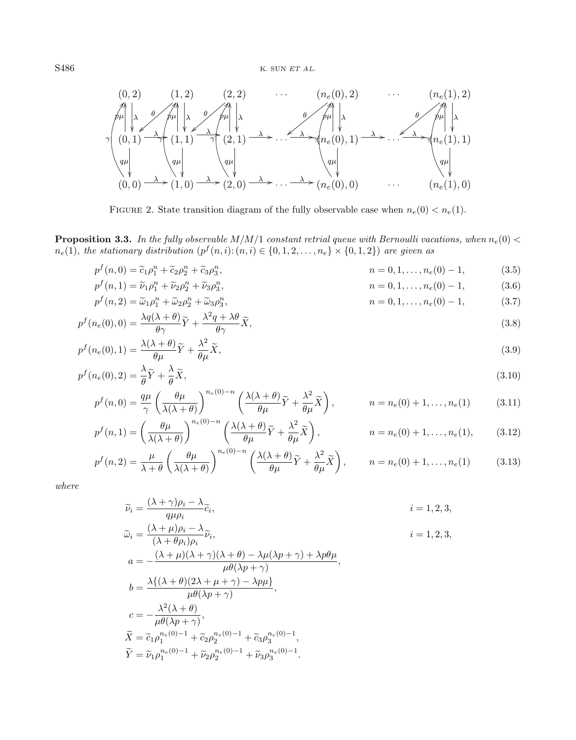FIGURE 2. State transition diagram of the fully observable case when $n_e(0) < n_e(1)$.

**Proposition 3.3.** *In the fully observable M/M/1 constant retrial queue with Bernoulli vacations, when $n_e(0) < n_e(1)$, the stationary distribution $(p^f(n,i): (n,i) \in \{0,1,2,\dots,n_e\} \times \{0,1,2\})$ are given as*

$$p^f(n,0) = \widetilde{c}_1\rho_1^n + \widetilde{c}_2\rho_2^n + \widetilde{c}_3\rho_3^n, \qquad n = 0,1,\dots,n_e(0)-1, \tag{3.5}$$

$$p^f(n,1) = \widetilde{\nu}_1\rho_1^n + \widetilde{\nu}_2\rho_2^n + \widetilde{\nu}_3\rho_3^n, \qquad n = 0,1,\dots,n_e(0)-1, \tag{3.6}$$

$$p^f(n,2) = \widetilde{\omega}_1\rho_1^n + \widetilde{\omega}_2\rho_2^n + \widetilde{\omega}_3\rho_3^n, \qquad n = 0,1,\dots,n_e(0)-1, \tag{3.7}$$

$$p^f(n_e(0),0) = \frac{\lambda q(\lambda+\theta)}{\theta\gamma}\widetilde{Y} + \frac{\lambda^2 q + \lambda\theta}{\theta\gamma}\widetilde{X}, \tag{3.8}$$

$$p^f(n_e(0),1) = \frac{\lambda(\lambda+\theta)}{\theta\mu}\widetilde{Y} + \frac{\lambda^2}{\theta\mu}\widetilde{X}, \tag{3.9}$$

$$p^f(n_e(0),2) = \frac{\lambda}{\theta}\widetilde{Y} + \frac{\lambda}{\theta}\widetilde{X}, \tag{3.10}$$

$$p^f(n,0) = \frac{q\mu}{\gamma}\left(\frac{\theta\mu}{\lambda(\lambda+\theta)}\right)^{n_e(0)-n}\left(\frac{\lambda(\lambda+\theta)}{\theta\mu}\widetilde{Y} + \frac{\lambda^2}{\theta\mu}\widetilde{X}\right), \qquad n = n_e(0)+1,\dots,n_e(1) \tag{3.11}$$

$$p^f(n,1) = \left(\frac{\theta\mu}{\lambda(\lambda+\theta)}\right)^{n_e(0)-n}\left(\frac{\lambda(\lambda+\theta)}{\theta\mu}\widetilde{Y} + \frac{\lambda^2}{\theta\mu}\widetilde{X}\right), \qquad n = n_e(0)+1,\dots,n_e(1), \tag{3.12}$$

$$p^f(n,2) = \frac{\mu}{\lambda+\theta}\left(\frac{\theta\mu}{\lambda(\lambda+\theta)}\right)^{n_e(0)-n}\left(\frac{\lambda(\lambda+\theta)}{\theta\mu}\widetilde{Y} + \frac{\lambda^2}{\theta\mu}\widetilde{X}\right), \qquad n = n_e(0)+1,\dots,n_e(1) \tag{3.13}$$

*where*

$$\widetilde{\nu}_i = \frac{(\lambda+\gamma)\rho_i - \lambda}{q\mu\rho_i}\widetilde{c}_i, \qquad i = 1,2,3,$$

$$\widetilde{\omega}_i = \frac{(\lambda+\mu)\rho_i - \lambda}{(\lambda+\theta\rho_i)\rho_i}\widetilde{\nu}_i, \qquad i = 1,2,3,$$

$$a = -\frac{(\lambda+\mu)(\lambda+\gamma)(\lambda+\theta) - \lambda\mu(\lambda p + \gamma) + \lambda p\theta\mu}{\mu\theta(\lambda p + \gamma)},$$

$$b = \frac{\lambda\{(\lambda+\theta)(2\lambda+\mu+\gamma) - \lambda p\mu\}}{\mu\theta(\lambda p + \gamma)},$$

$$c = -\frac{\lambda^2(\lambda+\theta)}{\mu\theta(\lambda p + \gamma)},$$

$$\widetilde{X} = \widetilde{c}_1\rho_1^{n_e(0)-1} + \widetilde{c}_2\rho_2^{n_e(0)-1} + \widetilde{c}_3\rho_3^{n_e(0)-1},$$

$$\widetilde{Y} = \widetilde{\nu}_1\rho_1^{n_e(0)-1} + \widetilde{\nu}_2\rho_2^{n_e(0)-1} + \widetilde{\nu}_3\rho_3^{n_e(0)-1}.$$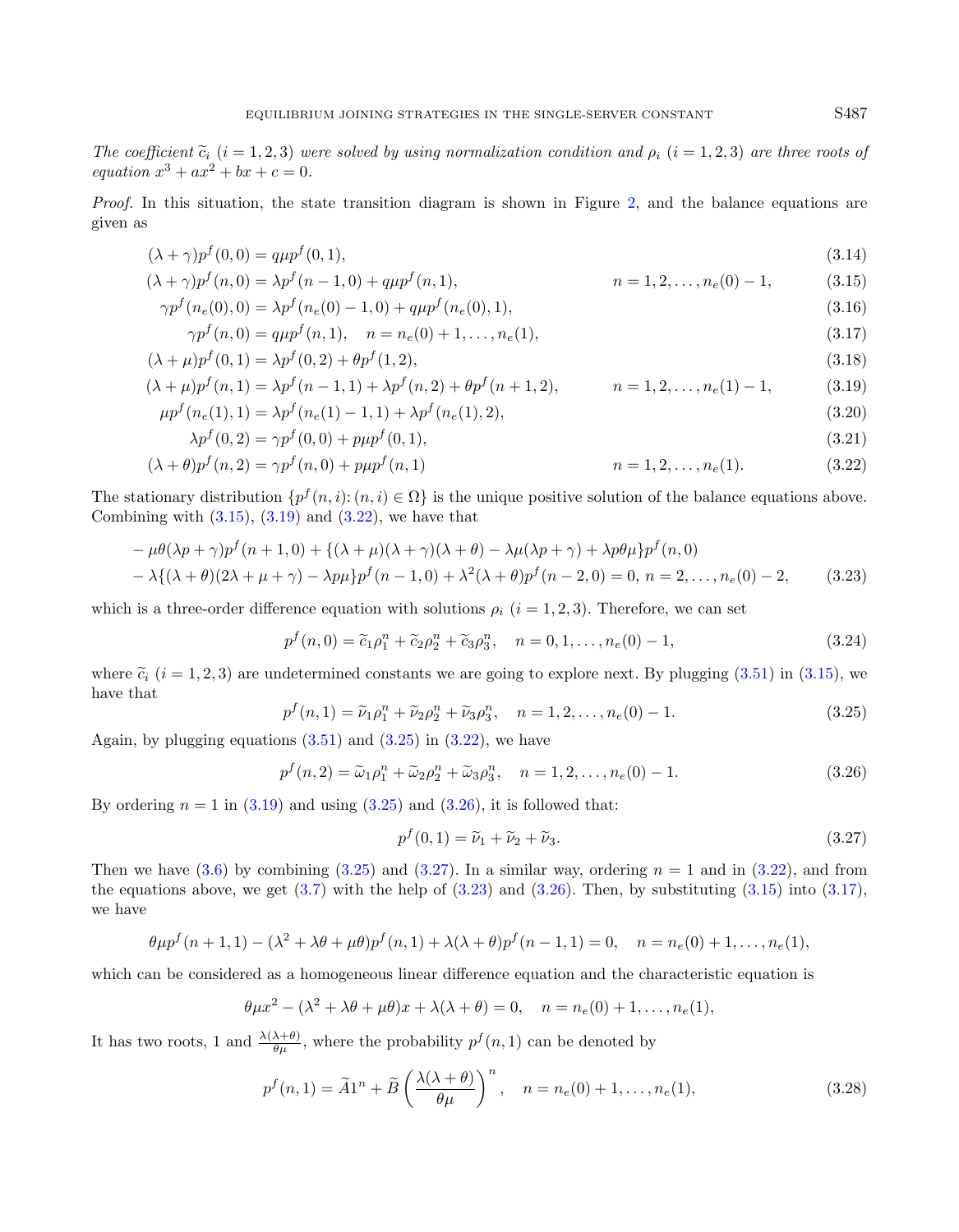*The coefficient* $\widetilde{c}_i$ $(i = 1, 2, 3)$ *were solved by using normalization condition and* $\rho_i$ $(i = 1, 2, 3)$ *are three roots of equation* $x^3 + ax^2 + bx + c = 0$.

*Proof.* In this situation, the state transition diagram is shown in Figure 2, and the balance equations are given as

$$(\lambda + \gamma)p^f(0, 0) = q\mu p^f(0, 1), \tag{3.14}$$

$$(\lambda + \gamma)p^f(n, 0) = \lambda p^f(n-1, 0) + q\mu p^f(n, 1), \quad n = 1, 2, \ldots, n_e(0) - 1, \tag{3.15}$$

$$\gamma p^f(n_e(0), 0) = \lambda p^f(n_e(0) - 1, 0) + q\mu p^f(n_e(0), 1), \tag{3.16}$$

$$\gamma p^f(n, 0) = q\mu p^f(n, 1), \quad n = n_e(0) + 1, \ldots, n_e(1), \tag{3.17}$$

$$(\lambda + \mu)p^f(0, 1) = \lambda p^f(0, 2) + \theta p^f(1, 2), \tag{3.18}$$

$$(\lambda + \mu)p^f(n, 1) = \lambda p^f(n-1, 1) + \lambda p^f(n, 2) + \theta p^f(n+1, 2), \quad n = 1, 2, \ldots, n_e(1) - 1, \tag{3.19}$$

$$\mu p^f(n_e(1), 1) = \lambda p^f(n_e(1) - 1, 1) + \lambda p^f(n_e(1), 2), \tag{3.20}$$

$$\lambda p^f(0, 2) = \gamma p^f(0, 0) + p\mu p^f(0, 1), \tag{3.21}$$

$$(\lambda + \theta)p^f(n, 2) = \gamma p^f(n, 0) + p\mu p^f(n, 1) \quad n = 1, 2, \ldots, n_e(1). \tag{3.22}$$

The stationary distribution $\{p^f(n, i) : (n, i) \in \Omega\}$ is the unique positive solution of the balance equations above. Combining with (3.15), (3.19) and (3.22), we have that

$$\begin{aligned}
&-\mu\theta(\lambda p + \gamma)p^f(n+1, 0) + \{(\lambda + \mu)(\lambda + \gamma)(\lambda + \theta) - \lambda\mu(\lambda p + \gamma) + \lambda p\theta\mu\}p^f(n, 0) \\
&-\lambda\{(\lambda + \theta)(2\lambda + \mu + \gamma) - \lambda p\mu\}p^f(n-1, 0) + \lambda^2(\lambda + \theta)p^f(n-2, 0) = 0, \; n = 2, \ldots, n_e(0) - 2,
\end{aligned} \tag{3.23}$$

which is a three-order difference equation with solutions $\rho_i$ $(i = 1, 2, 3)$. Therefore, we can set

$$p^f(n, 0) = \widetilde{c}_1\rho_1^n + \widetilde{c}_2\rho_2^n + \widetilde{c}_3\rho_3^n, \quad n = 0, 1, \ldots, n_e(0) - 1, \tag{3.24}$$

where $\widetilde{c}_i$ $(i = 1, 2, 3)$ are undetermined constants we are going to explore next. By plugging (3.51) in (3.15), we have that

$$p^f(n, 1) = \widetilde{\nu}_1\rho_1^n + \widetilde{\nu}_2\rho_2^n + \widetilde{\nu}_3\rho_3^n, \quad n = 1, 2, \ldots, n_e(0) - 1. \tag{3.25}$$

Again, by plugging equations (3.51) and (3.25) in (3.22), we have

$$p^f(n, 2) = \widetilde{\omega}_1\rho_1^n + \widetilde{\omega}_2\rho_2^n + \widetilde{\omega}_3\rho_3^n, \quad n = 1, 2, \ldots, n_e(0) - 1. \tag{3.26}$$

By ordering $n = 1$ in (3.19) and using (3.25) and (3.26), it is followed that:

$$p^f(0, 1) = \widetilde{\nu}_1 + \widetilde{\nu}_2 + \widetilde{\nu}_3. \tag{3.27}$$

Then we have (3.6) by combining (3.25) and (3.27). In a similar way, ordering $n = 1$ and in (3.22), and from the equations above, we get (3.7) with the help of (3.23) and (3.26). Then, by substituting (3.15) into (3.17), we have

$$\theta\mu p^f(n+1, 1) - (\lambda^2 + \lambda\theta + \mu\theta)p^f(n, 1) + \lambda(\lambda + \theta)p^f(n-1, 1) = 0, \quad n = n_e(0) + 1, \ldots, n_e(1),$$

which can be considered as a homogeneous linear difference equation and the characteristic equation is

$$\theta\mu x^2 - (\lambda^2 + \lambda\theta + \mu\theta)x + \lambda(\lambda + \theta) = 0, \quad n = n_e(0) + 1, \ldots, n_e(1),$$

It has two roots, 1 and $\frac{\lambda(\lambda+\theta)}{\theta\mu}$, where the probability $p^f(n, 1)$ can be denoted by

$$p^f(n, 1) = \widetilde{A}1^n + \widetilde{B}\left(\frac{\lambda(\lambda + \theta)}{\theta\mu}\right)^n, \quad n = n_e(0) + 1, \ldots, n_e(1), \tag{3.28}$$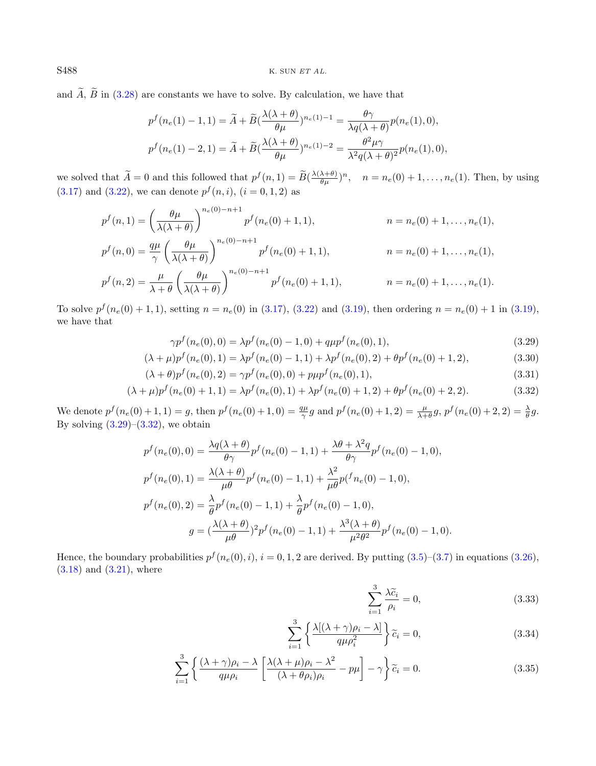and $\widetilde{A}$, $\widetilde{B}$ in (3.28) are constants we have to solve. By calculation, we have that

$$p^f(n_e(1)-1,1) = \widetilde{A} + \widetilde{B}(\frac{\lambda(\lambda+\theta)}{\theta\mu})^{n_e(1)-1} = \frac{\theta\gamma}{\lambda q(\lambda+\theta)}p(n_e(1),0),$$

$$p^f(n_e(1)-2,1) = \widetilde{A} + \widetilde{B}(\frac{\lambda(\lambda+\theta)}{\theta\mu})^{n_e(1)-2} = \frac{\theta^2\mu\gamma}{\lambda^2 q(\lambda+\theta)^2}p(n_e(1),0),$$

we solved that $\widetilde{A} = 0$ and this followed that $p^f(n,1) = \widetilde{B}(\frac{\lambda(\lambda+\theta)}{\theta\mu})^n$, $\quad n = n_e(0)+1,\ldots,n_e(1)$. Then, by using (3.17) and (3.22), we can denote $p^f(n,i)$, $(i=0,1,2)$ as

$$p^f(n,1) = \left(\frac{\theta\mu}{\lambda(\lambda+\theta)}\right)^{n_e(0)-n+1} p^f(n_e(0)+1,1), \qquad n = n_e(0)+1,\ldots,n_e(1),$$

$$p^f(n,0) = \frac{q\mu}{\gamma}\left(\frac{\theta\mu}{\lambda(\lambda+\theta)}\right)^{n_e(0)-n+1} p^f(n_e(0)+1,1), \qquad n = n_e(0)+1,\ldots,n_e(1),$$

$$p^f(n,2) = \frac{\mu}{\lambda+\theta}\left(\frac{\theta\mu}{\lambda(\lambda+\theta)}\right)^{n_e(0)-n+1} p^f(n_e(0)+1,1), \qquad n = n_e(0)+1,\ldots,n_e(1).$$

To solve $p^f(n_e(0)+1,1)$, setting $n = n_e(0)$ in (3.17), (3.22) and (3.19), then ordering $n = n_e(0)+1$ in (3.19), we have that

$$\gamma p^f(n_e(0),0) = \lambda p^f(n_e(0)-1,0) + q\mu p^f(n_e(0),1), \tag{3.29}$$

$$(\lambda+\mu)p^f(n_e(0),1) = \lambda p^f(n_e(0)-1,1) + \lambda p^f(n_e(0),2) + \theta p^f(n_e(0)+1,2), \tag{3.30}$$

$$(\lambda+\theta)p^f(n_e(0),2) = \gamma p^f(n_e(0),0) + p\mu p^f(n_e(0),1), \tag{3.31}$$

$$(\lambda+\mu)p^f(n_e(0)+1,1) = \lambda p^f(n_e(0),1) + \lambda p^f(n_e(0)+1,2) + \theta p^f(n_e(0)+2,2). \tag{3.32}$$

We denote $p^f(n_e(0)+1,1) = g$, then $p^f(n_e(0)+1,0) = \frac{q\mu}{\gamma}g$ and $p^f(n_e(0)+1,2) = \frac{\mu}{\lambda+\theta}g$, $p^f(n_e(0)+2,2) = \frac{\lambda}{\theta}g$. By solving (3.29)–(3.32), we obtain

$$p^f(n_e(0),0) = \frac{\lambda q(\lambda+\theta)}{\theta\gamma}p^f(n_e(0)-1,1) + \frac{\lambda\theta+\lambda^2 q}{\theta\gamma}p^f(n_e(0)-1,0),$$

$$p^f(n_e(0),1) = \frac{\lambda(\lambda+\theta)}{\mu\theta}p^f(n_e(0)-1,1) + \frac{\lambda^2}{\mu\theta}p(^f n_e(0)-1,0),$$

$$p^f(n_e(0),2) = \frac{\lambda}{\theta}p^f(n_e(0)-1,1) + \frac{\lambda}{\theta}p^f(n_e(0)-1,0),$$

$$g = (\frac{\lambda(\lambda+\theta)}{\mu\theta})^2 p^f(n_e(0)-1,1) + \frac{\lambda^3(\lambda+\theta)}{\mu^2\theta^2}p^f(n_e(0)-1,0).$$

Hence, the boundary probabilities $p^f(n_e(0),i)$, $i=0,1,2$ are derived. By putting (3.5)–(3.7) in equations (3.26), (3.18) and (3.21), where

$$\sum_{i=1}^{3}\frac{\lambda\widetilde{c}_i}{\rho_i} = 0, \tag{3.33}$$

$$\sum_{i=1}^{3}\left\{\frac{\lambda[(\lambda+\gamma)\rho_i-\lambda]}{q\mu\rho_i^2}\right\}\widetilde{c}_i = 0, \tag{3.34}$$

$$\sum_{i=1}^{3}\left\{\frac{(\lambda+\gamma)\rho_i-\lambda}{q\mu\rho_i}\left[\frac{\lambda(\lambda+\mu)\rho_i-\lambda^2}{(\lambda+\theta\rho_i)\rho_i} - p\mu\right] - \gamma\right\}\widetilde{c}_i = 0. \tag{3.35}$$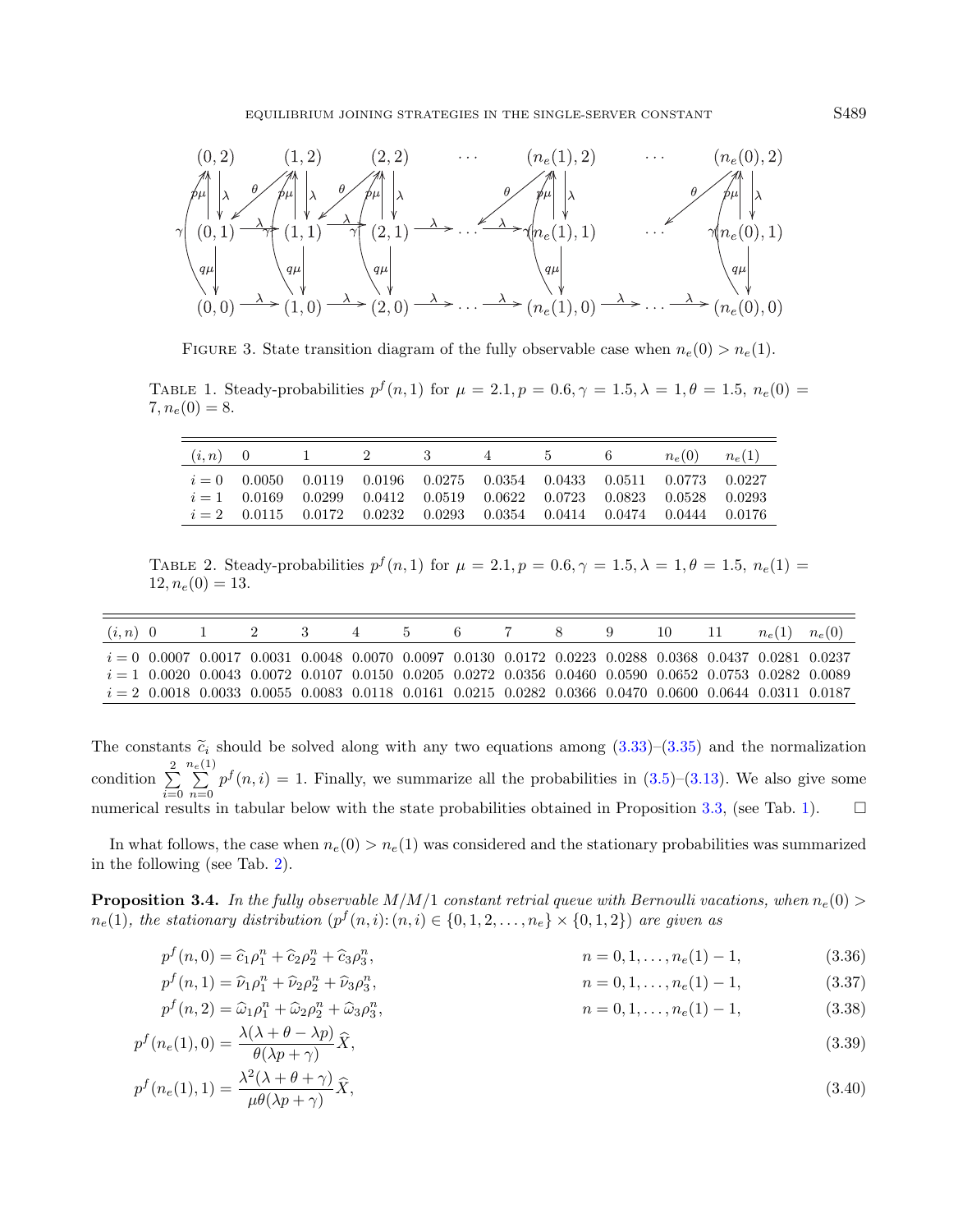FIGURE 3. State transition diagram of the fully observable case when $n_e(0) > n_e(1)$.

TABLE 1. Steady-probabilities $p^f(n,1)$ for $\mu = 2.1, p = 0.6, \gamma = 1.5, \lambda = 1, \theta = 1.5,\ n_e(0) = 7, n_e(0) = 8$.

| $(i,n)$ | 0 | 1 | 2 | 3 | 4 | 5 | 6 | $n_e(0)$ | $n_e(1)$ |
|---|---|---|---|---|---|---|---|---|---|
| $i=0$ | 0.0050 | 0.0119 | 0.0196 | 0.0275 | 0.0354 | 0.0433 | 0.0511 | 0.0773 | 0.0227 |
| $i=1$ | 0.0169 | 0.0299 | 0.0412 | 0.0519 | 0.0622 | 0.0723 | 0.0823 | 0.0528 | 0.0293 |
| $i=2$ | 0.0115 | 0.0172 | 0.0232 | 0.0293 | 0.0354 | 0.0414 | 0.0474 | 0.0444 | 0.0176 |

TABLE 2. Steady-probabilities $p^f(n,1)$ for $\mu = 2.1, p = 0.6, \gamma = 1.5, \lambda = 1, \theta = 1.5,\ n_e(1) = 12, n_e(0) = 13$.

| $(i,n)$ | 0 | 1 | 2 | 3 | 4 | 5 | 6 | 7 | 8 | 9 | 10 | 11 | $n_e(1)$ | $n_e(0)$ |
|---|---|---|---|---|---|---|---|---|---|---|---|---|---|---|
| $i=0$ | 0.0007 | 0.0017 | 0.0031 | 0.0048 | 0.0070 | 0.0097 | 0.0130 | 0.0172 | 0.0223 | 0.0288 | 0.0368 | 0.0437 | 0.0281 | 0.0237 |
| $i=1$ | 0.0020 | 0.0043 | 0.0072 | 0.0107 | 0.0150 | 0.0205 | 0.0272 | 0.0356 | 0.0460 | 0.0590 | 0.0652 | 0.0753 | 0.0282 | 0.0089 |
| $i=2$ | 0.0018 | 0.0033 | 0.0055 | 0.0083 | 0.0118 | 0.0161 | 0.0215 | 0.0282 | 0.0366 | 0.0470 | 0.0600 | 0.0644 | 0.0311 | 0.0187 |

The constants $\widetilde{c}_i$ should be solved along with any two equations among (3.33)–(3.35) and the normalization condition $\sum_{i=0}^{2}\sum_{n=0}^{n_e(1)} p^f(n,i) = 1$. Finally, we summarize all the probabilities in (3.5)–(3.13). We also give some numerical results in tabular below with the state probabilities obtained in Proposition 3.3, (see Tab. 1). $\square$

In what follows, the case when $n_e(0) > n_e(1)$ was considered and the stationary probabilities was summarized in the following (see Tab. 2).

**Proposition 3.4.** *In the fully observable M/M/1 constant retrial queue with Bernoulli vacations, when $n_e(0) > n_e(1)$, the stationary distribution $(p^f(n,i)\colon (n,i) \in \{0,1,2,\ldots,n_e\} \times \{0,1,2\})$ are given as*

$$p^f(n,0) = \widehat{c}_1\rho_1^n + \widehat{c}_2\rho_2^n + \widehat{c}_3\rho_3^n, \qquad n = 0,1,\ldots,n_e(1)-1, \tag{3.36}$$

$$p^f(n,1) = \widehat{\nu}_1\rho_1^n + \widehat{\nu}_2\rho_2^n + \widehat{\nu}_3\rho_3^n, \qquad n = 0,1,\ldots,n_e(1)-1, \tag{3.37}$$

$$p^f(n,2) = \widehat{\omega}_1\rho_1^n + \widehat{\omega}_2\rho_2^n + \widehat{\omega}_3\rho_3^n, \qquad n = 0,1,\ldots,n_e(1)-1, \tag{3.38}$$

$$p^f(n_e(1),0) = \frac{\lambda(\lambda+\theta-\lambda p)}{\theta(\lambda p+\gamma)}\widehat{X}, \tag{3.39}$$

$$p^f(n_e(1),1) = \frac{\lambda^2(\lambda+\theta+\gamma)}{\mu\theta(\lambda p+\gamma)}\widehat{X}, \tag{3.40}$$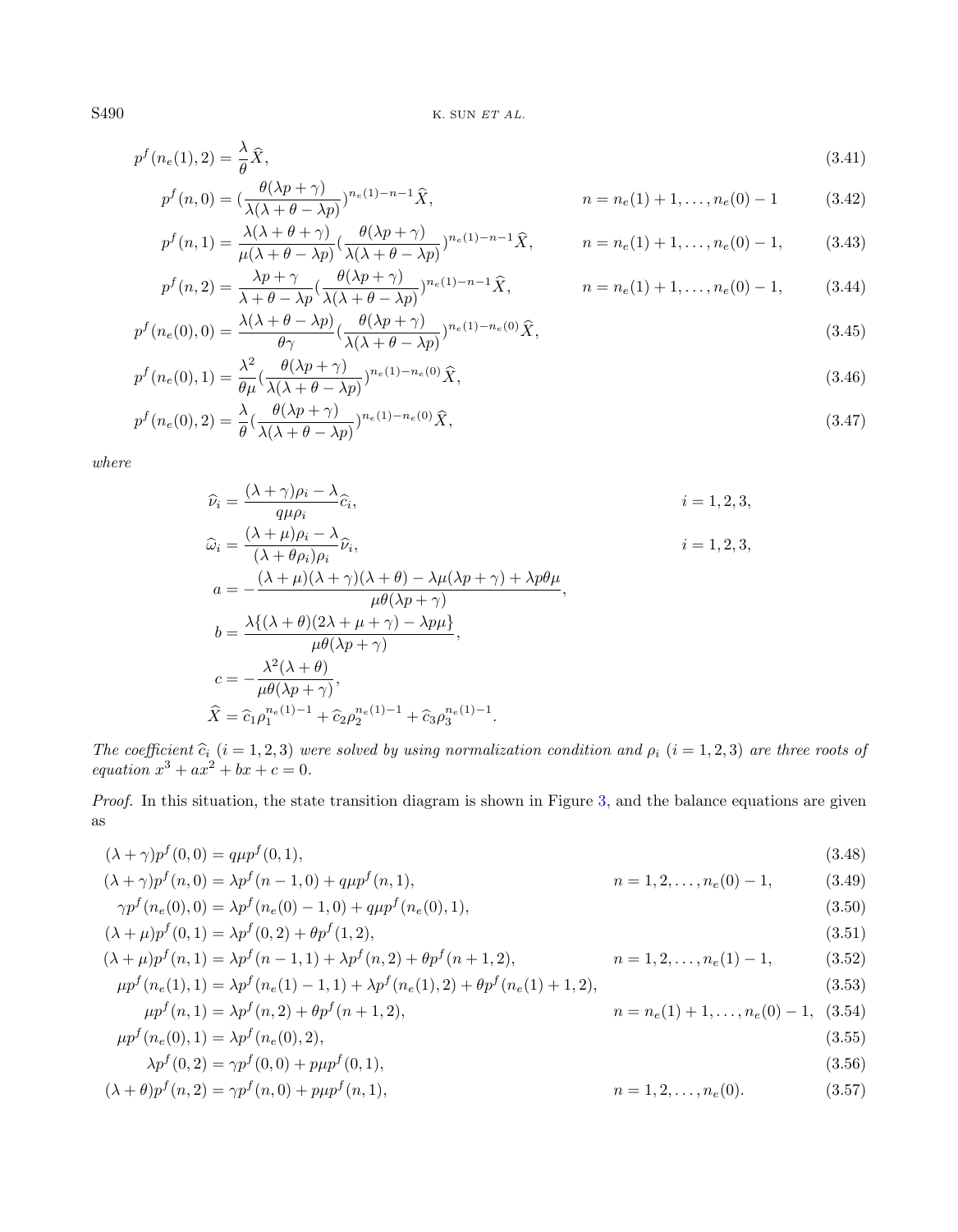$$p^f(n_e(1),2) = \frac{\lambda}{\theta}\widehat{X}, \tag{3.41}$$

$$p^f(n,0) = (\frac{\theta(\lambda p+\gamma)}{\lambda(\lambda+\theta-\lambda p)})^{n_e(1)-n-1}\widehat{X}, \qquad n = n_e(1)+1,\dots,n_e(0)-1 \tag{3.42}$$

$$p^f(n,1) = \frac{\lambda(\lambda+\theta+\gamma)}{\mu(\lambda+\theta-\lambda p)}(\frac{\theta(\lambda p+\gamma)}{\lambda(\lambda+\theta-\lambda p)})^{n_e(1)-n-1}\widehat{X}, \qquad n = n_e(1)+1,\dots,n_e(0)-1, \tag{3.43}$$

$$p^f(n,2) = \frac{\lambda p+\gamma}{\lambda+\theta-\lambda p}(\frac{\theta(\lambda p+\gamma)}{\lambda(\lambda+\theta-\lambda p)})^{n_e(1)-n-1}\widehat{X}, \qquad n = n_e(1)+1,\dots,n_e(0)-1, \tag{3.44}$$

$$p^f(n_e(0),0) = \frac{\lambda(\lambda+\theta-\lambda p)}{\theta\gamma}(\frac{\theta(\lambda p+\gamma)}{\lambda(\lambda+\theta-\lambda p)})^{n_e(1)-n_e(0)}\widehat{X}, \tag{3.45}$$

$$p^f(n_e(0),1) = \frac{\lambda^2}{\theta\mu}(\frac{\theta(\lambda p+\gamma)}{\lambda(\lambda+\theta-\lambda p)})^{n_e(1)-n_e(0)}\widehat{X}, \tag{3.46}$$

$$p^f(n_e(0),2) = \frac{\lambda}{\theta}(\frac{\theta(\lambda p+\gamma)}{\lambda(\lambda+\theta-\lambda p)})^{n_e(1)-n_e(0)}\widehat{X}, \tag{3.47}$$

*where*

$$\widehat{\nu}_i = \frac{(\lambda+\gamma)\rho_i-\lambda}{q\mu\rho_i}\widehat{c}_i, \qquad i=1,2,3,$$

$$\widehat{\omega}_i = \frac{(\lambda+\mu)\rho_i-\lambda}{(\lambda+\theta\rho_i)\rho_i}\widehat{\nu}_i, \qquad i=1,2,3,$$

$$a = -\frac{(\lambda+\mu)(\lambda+\gamma)(\lambda+\theta)-\lambda\mu(\lambda p+\gamma)+\lambda p\theta\mu}{\mu\theta(\lambda p+\gamma)},$$

$$b = \frac{\lambda\{(\lambda+\theta)(2\lambda+\mu+\gamma)-\lambda p\mu\}}{\mu\theta(\lambda p+\gamma)},$$

$$c = -\frac{\lambda^2(\lambda+\theta)}{\mu\theta(\lambda p+\gamma)},$$

$$\widehat{X} = \widehat{c}_1\rho_1^{n_e(1)-1}+\widehat{c}_2\rho_2^{n_e(1)-1}+\widehat{c}_3\rho_3^{n_e(1)-1}.$$

*The coefficient $\widehat{c}_i$ $(i=1,2,3)$ were solved by using normalization condition and $\rho_i$ $(i=1,2,3)$ are three roots of equation $x^3+ax^2+bx+c=0$.*

*Proof.* In this situation, the state transition diagram is shown in Figure 3, and the balance equations are given as

$$(\lambda+\gamma)p^f(0,0) = q\mu p^f(0,1), \tag{3.48}$$

$$(\lambda+\gamma)p^f(n,0) = \lambda p^f(n-1,0)+q\mu p^f(n,1), \qquad n=1,2,\dots,n_e(0)-1, \tag{3.49}$$

$$\gamma p^f(n_e(0),0) = \lambda p^f(n_e(0)-1,0)+q\mu p^f(n_e(0),1), \tag{3.50}$$

$$(\lambda+\mu)p^f(0,1) = \lambda p^f(0,2)+\theta p^f(1,2), \tag{3.51}$$

$$(\lambda+\mu)p^f(n,1) = \lambda p^f(n-1,1)+\lambda p^f(n,2)+\theta p^f(n+1,2), \qquad n=1,2,\dots,n_e(1)-1, \tag{3.52}$$

$$\mu p^f(n_e(1),1) = \lambda p^f(n_e(1)-1,1)+\lambda p^f(n_e(1),2)+\theta p^f(n_e(1)+1,2), \tag{3.53}$$

$$\mu p^f(n,1) = \lambda p^f(n,2)+\theta p^f(n+1,2), \qquad n=n_e(1)+1,\dots,n_e(0)-1, \tag{3.54}$$

$$\mu p^f(n_e(0),1) = \lambda p^f(n_e(0),2), \tag{3.55}$$

$$\lambda p^f(0,2) = \gamma p^f(0,0)+p\mu p^f(0,1), \tag{3.56}$$

$$(\lambda+\theta)p^f(n,2) = \gamma p^f(n,0)+p\mu p^f(n,1), \qquad n=1,2,\dots,n_e(0). \tag{3.57}$$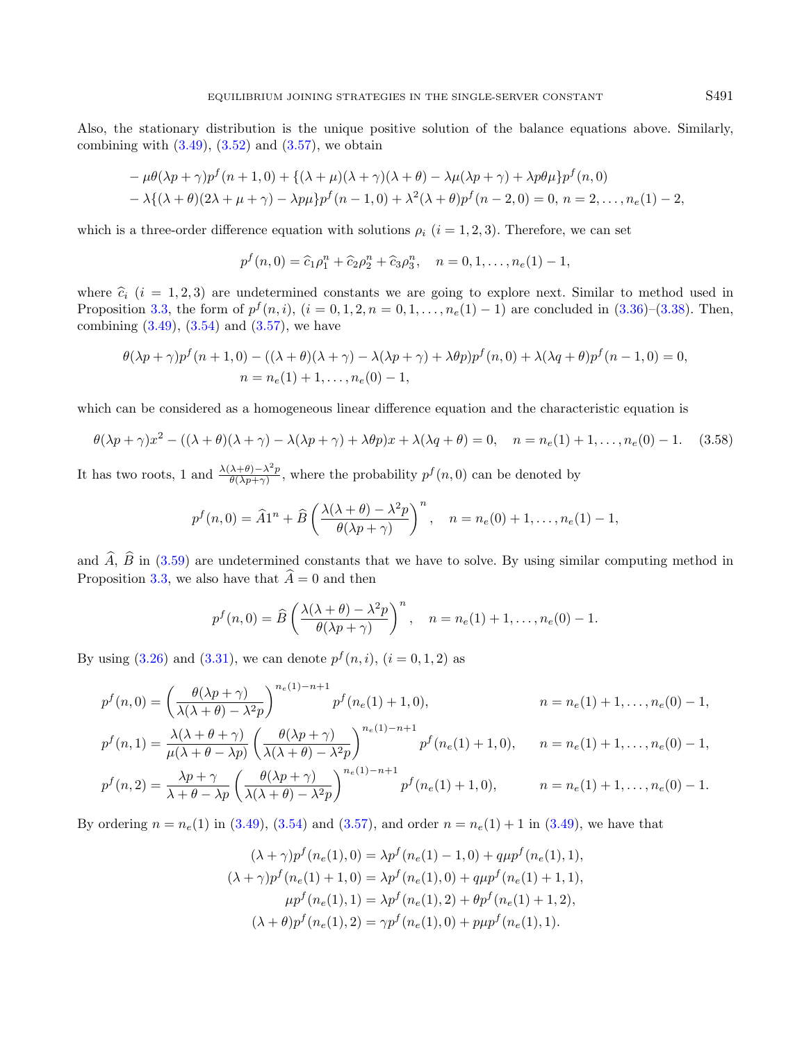Also, the stationary distribution is the unique positive solution of the balance equations above. Similarly, combining with (3.49), (3.52) and (3.57), we obtain

$$
\begin{aligned}
&-\mu\theta(\lambda p+\gamma)p^f(n+1,0)+\{(\lambda+\mu)(\lambda+\gamma)(\lambda+\theta)-\lambda\mu(\lambda p+\gamma)+\lambda p\theta\mu\}p^f(n,0)\\
&-\lambda\{(\lambda+\theta)(2\lambda+\mu+\gamma)-\lambda p\mu\}p^f(n-1,0)+\lambda^2(\lambda+\theta)p^f(n-2,0)=0,\ n=2,\ldots,n_e(1)-2,
\end{aligned}
$$

which is a three-order difference equation with solutions $\rho_i$ $(i=1,2,3)$. Therefore, we can set

$$
p^f(n,0)=\widehat{c}_1\rho_1^n+\widehat{c}_2\rho_2^n+\widehat{c}_3\rho_3^n,\quad n=0,1,\ldots,n_e(1)-1,
$$

where $\widehat{c}_i$ $(i=1,2,3)$ are undetermined constants we are going to explore next. Similar to method used in Proposition 3.3, the form of $p^f(n,i)$, $(i=0,1,2,n=0,1,\ldots,n_e(1)-1)$ are concluded in (3.36)–(3.38). Then, combining (3.49), (3.54) and (3.57), we have

$$
\begin{aligned}
\theta(\lambda p+\gamma)p^f(n+1,0)-((\lambda+\theta)(\lambda+\gamma)-\lambda(\lambda p+\gamma)+\lambda\theta p)p^f(n,0)+\lambda(\lambda q+\theta)p^f(n-1,0)=0,\\
n=n_e(1)+1,\ldots,n_e(0)-1,
\end{aligned}
$$

which can be considered as a homogeneous linear difference equation and the characteristic equation is

$$
\theta(\lambda p+\gamma)x^2-((\lambda+\theta)(\lambda+\gamma)-\lambda(\lambda p+\gamma)+\lambda\theta p)x+\lambda(\lambda q+\theta)=0,\quad n=n_e(1)+1,\ldots,n_e(0)-1. \tag{3.58}
$$

It has two roots, 1 and $\frac{\lambda(\lambda+\theta)-\lambda^2p}{\theta(\lambda p+\gamma)}$, where the probability $p^f(n,0)$ can be denoted by

$$
p^f(n,0)=\widehat{A}1^n+\widehat{B}\left(\frac{\lambda(\lambda+\theta)-\lambda^2p}{\theta(\lambda p+\gamma)}\right)^n,\quad n=n_e(0)+1,\ldots,n_e(1)-1,
$$

and $\widehat{A}$, $\widehat{B}$ in (3.59) are undetermined constants that we have to solve. By using similar computing method in Proposition 3.3, we also have that $\widehat{A}=0$ and then

$$
p^f(n,0)=\widehat{B}\left(\frac{\lambda(\lambda+\theta)-\lambda^2p}{\theta(\lambda p+\gamma)}\right)^n,\quad n=n_e(1)+1,\ldots,n_e(0)-1.
$$

By using (3.26) and (3.31), we can denote $p^f(n,i)$, $(i=0,1,2)$ as

$$
\begin{aligned}
p^f(n,0)&=\left(\frac{\theta(\lambda p+\gamma)}{\lambda(\lambda+\theta)-\lambda^2p}\right)^{n_e(1)-n+1}p^f(n_e(1)+1,0), && n=n_e(1)+1,\ldots,n_e(0)-1,\\
p^f(n,1)&=\frac{\lambda(\lambda+\theta+\gamma)}{\mu(\lambda+\theta-\lambda p)}\left(\frac{\theta(\lambda p+\gamma)}{\lambda(\lambda+\theta)-\lambda^2p}\right)^{n_e(1)-n+1}p^f(n_e(1)+1,0), && n=n_e(1)+1,\ldots,n_e(0)-1,\\
p^f(n,2)&=\frac{\lambda p+\gamma}{\lambda+\theta-\lambda p}\left(\frac{\theta(\lambda p+\gamma)}{\lambda(\lambda+\theta)-\lambda^2p}\right)^{n_e(1)-n+1}p^f(n_e(1)+1,0), && n=n_e(1)+1,\ldots,n_e(0)-1.
\end{aligned}
$$

By ordering $n=n_e(1)$ in (3.49), (3.54) and (3.57), and order $n=n_e(1)+1$ in (3.49), we have that

$$
\begin{aligned}
(\lambda+\gamma)p^f(n_e(1),0)&=\lambda p^f(n_e(1)-1,0)+q\mu p^f(n_e(1),1),\\
(\lambda+\gamma)p^f(n_e(1)+1,0)&=\lambda p^f(n_e(1),0)+q\mu p^f(n_e(1)+1,1),\\
\mu p^f(n_e(1),1)&=\lambda p^f(n_e(1),2)+\theta p^f(n_e(1)+1,2),\\
(\lambda+\theta)p^f(n_e(1),2)&=\gamma p^f(n_e(1),0)+p\mu p^f(n_e(1),1).
\end{aligned}
$$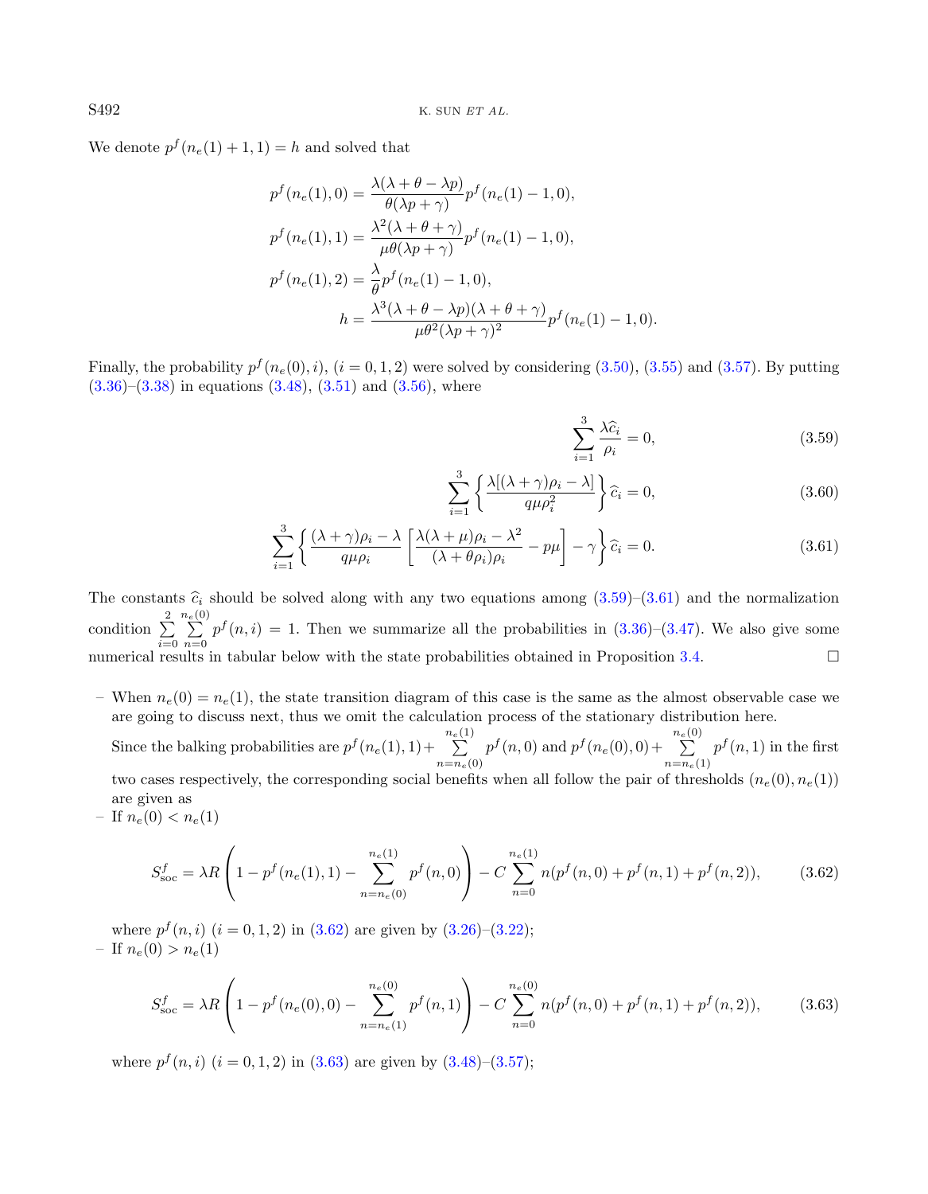We denote $p^f(n_e(1)+1,1) = h$ and solved that

$$
\begin{aligned}
p^f(n_e(1),0) &= \frac{\lambda(\lambda+\theta-\lambda p)}{\theta(\lambda p+\gamma)} p^f(n_e(1)-1,0),\\
p^f(n_e(1),1) &= \frac{\lambda^2(\lambda+\theta+\gamma)}{\mu\theta(\lambda p+\gamma)} p^f(n_e(1)-1,0),\\
p^f(n_e(1),2) &= \frac{\lambda}{\theta} p^f(n_e(1)-1,0),\\
h &= \frac{\lambda^3(\lambda+\theta-\lambda p)(\lambda+\theta+\gamma)}{\mu\theta^2(\lambda p+\gamma)^2} p^f(n_e(1)-1,0).
\end{aligned}
$$

Finally, the probability $p^f(n_e(0),i)$, $(i=0,1,2)$ were solved by considering (3.50), (3.55) and (3.57). By putting (3.36)–(3.38) in equations (3.48), (3.51) and (3.56), where

$$
\sum_{i=1}^{3} \frac{\lambda \widehat{c}_i}{\rho_i} = 0, \tag{3.59}
$$

$$
\sum_{i=1}^{3} \left\{ \frac{\lambda[(\lambda+\gamma)\rho_i - \lambda]}{q\mu\rho_i^2} \right\} \widehat{c}_i = 0, \tag{3.60}
$$

$$
\sum_{i=1}^{3} \left\{ \frac{(\lambda+\gamma)\rho_i - \lambda}{q\mu\rho_i} \left[ \frac{\lambda(\lambda+\mu)\rho_i - \lambda^2}{(\lambda+\theta\rho_i)\rho_i} - p\mu \right] - \gamma \right\} \widehat{c}_i = 0. \tag{3.61}
$$

The constants $\widehat{c}_i$ should be solved along with any two equations among (3.59)–(3.61) and the normalization condition $\sum_{i=0}^{2}\sum_{n=0}^{n_e(0)} p^f(n,i) = 1$. Then we summarize all the probabilities in (3.36)–(3.47). We also give some numerical results in tabular below with the state probabilities obtained in Proposition 3.4. □

– When $n_e(0) = n_e(1)$, the state transition diagram of this case is the same as the almost observable case we are going to discuss next, thus we omit the calculation process of the stationary distribution here.

  Since the balking probabilities are $p^f(n_e(1),1) + \sum_{n=n_e(0)}^{n_e(1)} p^f(n,0)$ and $p^f(n_e(0),0) + \sum_{n=n_e(1)}^{n_e(0)} p^f(n,1)$ in the first two cases respectively, the corresponding social benefits when all follow the pair of thresholds $(n_e(0), n_e(1))$ are given as

– If $n_e(0) < n_e(1)$

$$
S_{\text{soc}}^f = \lambda R \left( 1 - p^f(n_e(1),1) - \sum_{n=n_e(0)}^{n_e(1)} p^f(n,0) \right) - C \sum_{n=0}^{n_e(1)} n(p^f(n,0) + p^f(n,1) + p^f(n,2)), \tag{3.62}
$$

  where $p^f(n,i)$ $(i=0,1,2)$ in (3.62) are given by (3.26)–(3.22);

– If $n_e(0) > n_e(1)$

$$
S_{\text{soc}}^f = \lambda R \left( 1 - p^f(n_e(0),0) - \sum_{n=n_e(1)}^{n_e(0)} p^f(n,1) \right) - C \sum_{n=0}^{n_e(0)} n(p^f(n,0) + p^f(n,1) + p^f(n,2)), \tag{3.63}
$$

  where $p^f(n,i)$ $(i=0,1,2)$ in (3.63) are given by (3.48)–(3.57);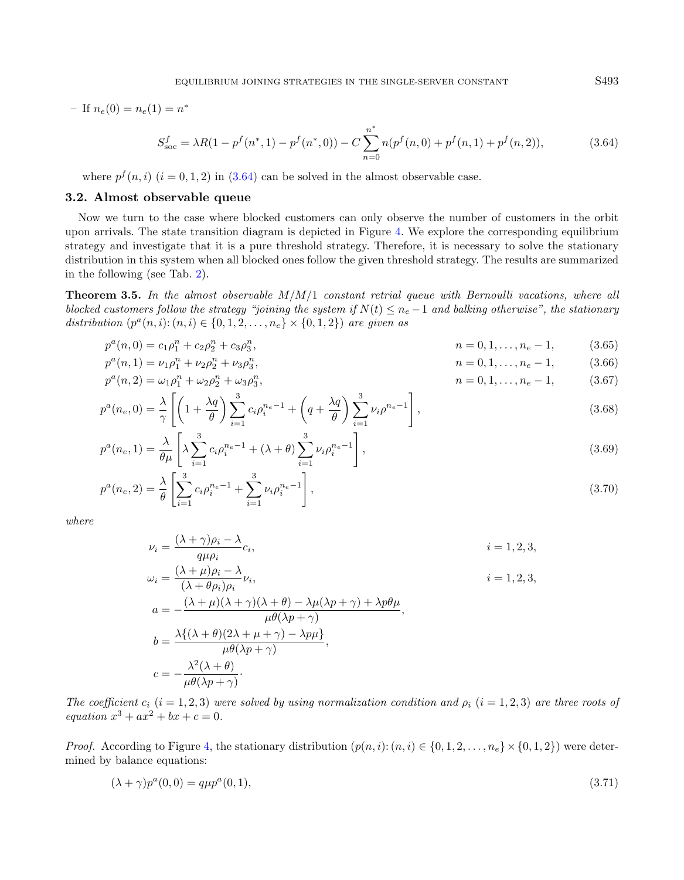– If $n_e(0) = n_e(1) = n^*$

$$S^f_{\text{soc}} = \lambda R(1 - p^f(n^*,1) - p^f(n^*,0)) - C\sum_{n=0}^{n^*} n(p^f(n,0) + p^f(n,1) + p^f(n,2)), \tag{3.64}$$

where $p^f(n,i)$ $(i = 0,1,2)$ in (3.64) can be solved in the almost observable case.

## 3.2. Almost observable queue

Now we turn to the case where blocked customers can only observe the number of customers in the orbit upon arrivals. The state transition diagram is depicted in Figure 4. We explore the corresponding equilibrium strategy and investigate that it is a pure threshold strategy. Therefore, it is necessary to solve the stationary distribution in this system when all blocked ones follow the given threshold strategy. The results are summarized in the following (see Tab. 2).

**Theorem 3.5.** *In the almost observable M/M/1 constant retrial queue with Bernoulli vacations, where all blocked customers follow the strategy "joining the system if $N(t) \leq n_e - 1$ and balking otherwise", the stationary distribution $(p^a(n,i)\colon (n,i) \in \{0,1,2,\ldots,n_e\} \times \{0,1,2\})$ are given as*

$$p^a(n,0) = c_1\rho_1^n + c_2\rho_2^n + c_3\rho_3^n, \qquad n = 0,1,\ldots,n_e-1, \tag{3.65}$$

$$p^a(n,1) = \nu_1\rho_1^n + \nu_2\rho_2^n + \nu_3\rho_3^n, \qquad n = 0,1,\ldots,n_e-1, \tag{3.66}$$

$$p^a(n,2) = \omega_1\rho_1^n + \omega_2\rho_2^n + \omega_3\rho_3^n, \qquad n = 0,1,\ldots,n_e-1, \tag{3.67}$$

$$p^a(n_e,0) = \frac{\lambda}{\gamma}\left[\left(1 + \frac{\lambda q}{\theta}\right)\sum_{i=1}^{3} c_i\rho_i^{n_e-1} + \left(q + \frac{\lambda q}{\theta}\right)\sum_{i=1}^{3}\nu_i\rho^{n_e-1}\right], \tag{3.68}$$

$$p^a(n_e,1) = \frac{\lambda}{\theta\mu}\left[\lambda\sum_{i=1}^{3} c_i\rho_i^{n_e-1} + (\lambda+\theta)\sum_{i=1}^{3}\nu_i\rho_i^{n_e-1}\right], \tag{3.69}$$

$$p^a(n_e,2) = \frac{\lambda}{\theta}\left[\sum_{i=1}^{3} c_i\rho_i^{n_e-1} + \sum_{i=1}^{3}\nu_i\rho_i^{n_e-1}\right], \tag{3.70}$$

*where*

$$\nu_i = \frac{(\lambda+\gamma)\rho_i - \lambda}{q\mu\rho_i}c_i, \qquad i = 1,2,3,$$

$$\omega_i = \frac{(\lambda+\mu)\rho_i - \lambda}{(\lambda+\theta\rho_i)\rho_i}\nu_i, \qquad i = 1,2,3,$$

$$a = -\frac{(\lambda+\mu)(\lambda+\gamma)(\lambda+\theta) - \lambda\mu(\lambda p+\gamma) + \lambda p\theta\mu}{\mu\theta(\lambda p+\gamma)},$$

$$b = \frac{\lambda\{(\lambda+\theta)(2\lambda+\mu+\gamma) - \lambda p\mu\}}{\mu\theta(\lambda p+\gamma)},$$

$$c = -\frac{\lambda^2(\lambda+\theta)}{\mu\theta(\lambda p+\gamma)}\cdot$$

*The coefficient $c_i$ $(i = 1,2,3)$ were solved by using normalization condition and $\rho_i$ $(i = 1,2,3)$ are three roots of equation $x^3 + ax^2 + bx + c = 0$.*

*Proof.* According to Figure 4, the stationary distribution $(p(n,i)\colon (n,i) \in \{0,1,2,\ldots,n_e\} \times \{0,1,2\})$ were determined by balance equations:

$$(\lambda+\gamma)p^a(0,0) = q\mu p^a(0,1), \tag{3.71}$$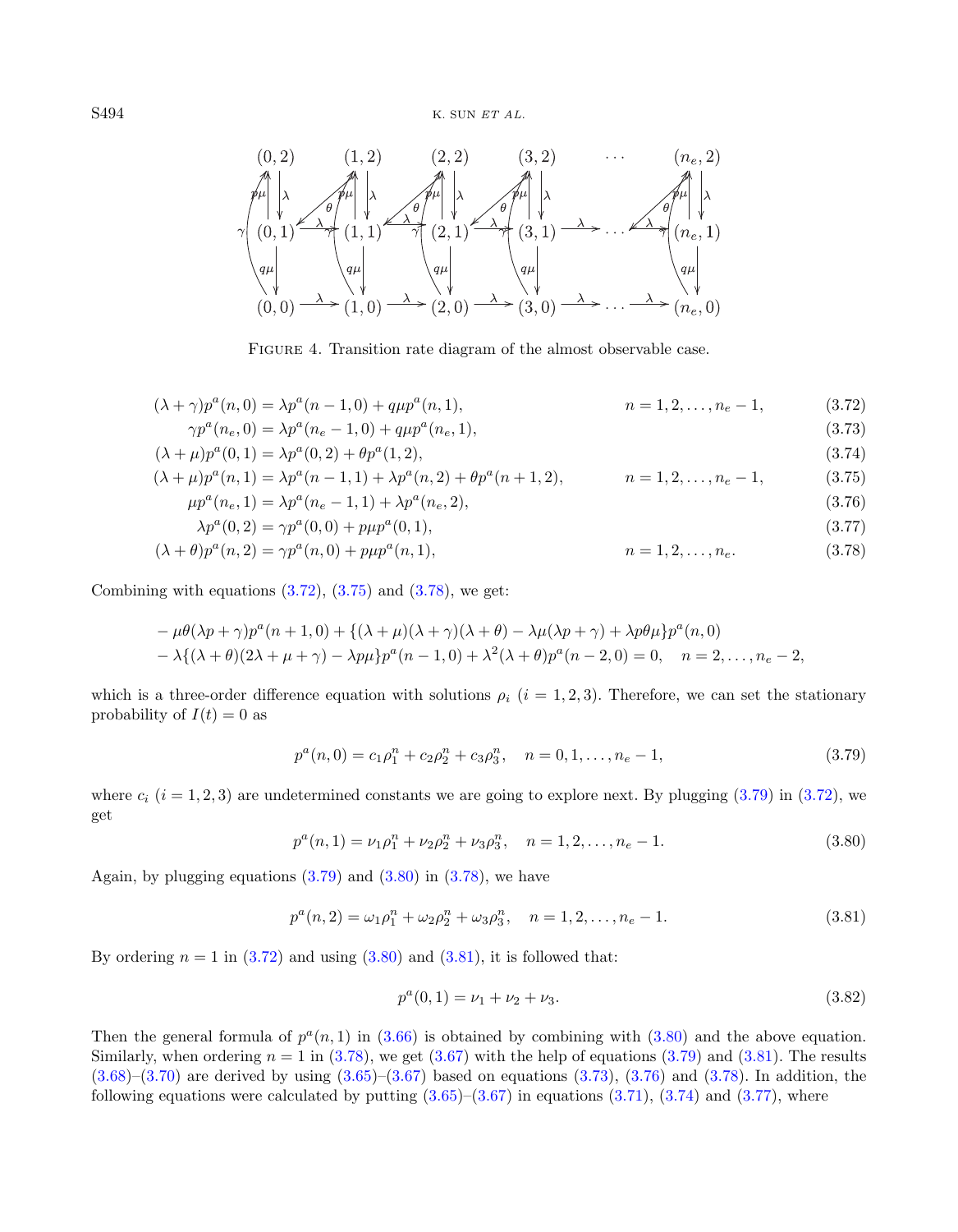FIGURE 4. Transition rate diagram of the almost observable case.

$$(\lambda + \gamma)p^a(n,0) = \lambda p^a(n-1,0) + q\mu p^a(n,1), \qquad n = 1,2,\ldots,n_e - 1, \tag{3.72}$$

$$\gamma p^a(n_e,0) = \lambda p^a(n_e - 1,0) + q\mu p^a(n_e,1), \tag{3.73}$$

$$(\lambda + \mu)p^a(0,1) = \lambda p^a(0,2) + \theta p^a(1,2), \tag{3.74}$$

$$(\lambda + \mu)p^a(n,1) = \lambda p^a(n-1,1) + \lambda p^a(n,2) + \theta p^a(n+1,2), \qquad n = 1,2,\ldots,n_e - 1, \tag{3.75}$$

$$\mu p^a(n_e,1) = \lambda p^a(n_e - 1,1) + \lambda p^a(n_e,2), \tag{3.76}$$

$$\lambda p^a(0,2) = \gamma p^a(0,0) + p\mu p^a(0,1), \tag{3.77}$$

$$(\lambda + \theta)p^a(n,2) = \gamma p^a(n,0) + p\mu p^a(n,1), \qquad n = 1,2,\ldots,n_e. \tag{3.78}$$

Combining with equations (3.72), (3.75) and (3.78), we get:

$$- \mu\theta(\lambda p + \gamma)p^a(n+1,0) + \{(\lambda + \mu)(\lambda + \gamma)(\lambda + \theta) - \lambda\mu(\lambda p + \gamma) + \lambda p\theta\mu\}p^a(n,0)$$
$$- \lambda\{(\lambda + \theta)(2\lambda + \mu + \gamma) - \lambda p\mu\}p^a(n-1,0) + \lambda^2(\lambda + \theta)p^a(n-2,0) = 0, \quad n = 2,\ldots,n_e - 2,$$

which is a three-order difference equation with solutions $\rho_i$ $(i = 1,2,3)$. Therefore, we can set the stationary probability of $I(t) = 0$ as

$$p^a(n,0) = c_1\rho_1^n + c_2\rho_2^n + c_3\rho_3^n, \quad n = 0,1,\ldots,n_e - 1, \tag{3.79}$$

where $c_i$ $(i = 1,2,3)$ are undetermined constants we are going to explore next. By plugging (3.79) in (3.72), we get

$$p^a(n,1) = \nu_1\rho_1^n + \nu_2\rho_2^n + \nu_3\rho_3^n, \quad n = 1,2,\ldots,n_e - 1. \tag{3.80}$$

Again, by plugging equations (3.79) and (3.80) in (3.78), we have

$$p^a(n,2) = \omega_1\rho_1^n + \omega_2\rho_2^n + \omega_3\rho_3^n, \quad n = 1,2,\ldots,n_e - 1. \tag{3.81}$$

By ordering $n = 1$ in (3.72) and using (3.80) and (3.81), it is followed that:

$$p^a(0,1) = \nu_1 + \nu_2 + \nu_3. \tag{3.82}$$

Then the general formula of $p^a(n,1)$ in (3.66) is obtained by combining with (3.80) and the above equation. Similarly, when ordering $n = 1$ in (3.78), we get (3.67) with the help of equations (3.79) and (3.81). The results (3.68)–(3.70) are derived by using (3.65)–(3.67) based on equations (3.73), (3.76) and (3.78). In addition, the following equations were calculated by putting (3.65)–(3.67) in equations (3.71), (3.74) and (3.77), where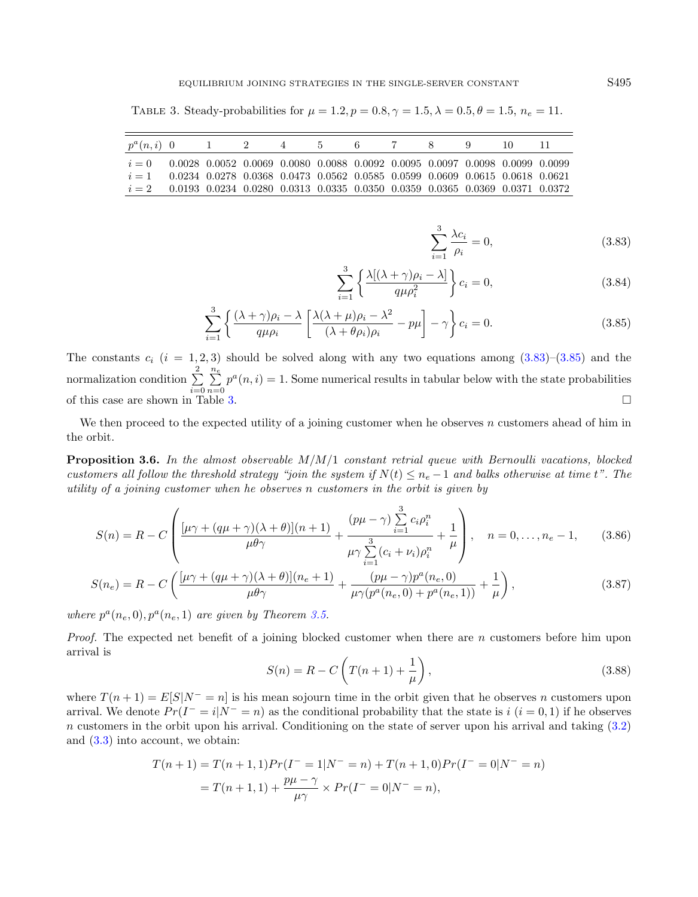TABLE 3. Steady-probabilities for $\mu = 1.2, p = 0.8, \gamma = 1.5, \lambda = 0.5, \theta = 1.5,\ n_e = 11$.

| $p^a(n,i)$ | 0 | 1 | 2 | 4 | 5 | 6 | 7 | 8 | 9 | 10 | 11 |
|---|---|---|---|---|---|---|---|---|---|---|---|
| $i=0$ | 0.0028 | 0.0052 | 0.0069 | 0.0080 | 0.0088 | 0.0092 | 0.0095 | 0.0097 | 0.0098 | 0.0099 | 0.0099 |
| $i=1$ | 0.0234 | 0.0278 | 0.0368 | 0.0473 | 0.0562 | 0.0585 | 0.0599 | 0.0609 | 0.0615 | 0.0618 | 0.0621 |
| $i=2$ | 0.0193 | 0.0234 | 0.0280 | 0.0313 | 0.0335 | 0.0350 | 0.0359 | 0.0365 | 0.0369 | 0.0371 | 0.0372 |

$$\sum_{i=1}^{3} \frac{\lambda c_i}{\rho_i} = 0, \tag{3.83}$$

$$\sum_{i=1}^{3} \left\{ \frac{\lambda[(\lambda+\gamma)\rho_i - \lambda]}{q\mu\rho_i^2} \right\} c_i = 0, \tag{3.84}$$

$$\sum_{i=1}^{3} \left\{ \frac{(\lambda+\gamma)\rho_i - \lambda}{q\mu\rho_i} \left[ \frac{\lambda(\lambda+\mu)\rho_i - \lambda^2}{(\lambda+\theta\rho_i)\rho_i} - p\mu \right] - \gamma \right\} c_i = 0. \tag{3.85}$$

The constants $c_i$ $(i = 1,2,3)$ should be solved along with any two equations among (3.83)–(3.85) and the normalization condition $\sum_{i=0}^{2}\sum_{n=0}^{n_e} p^a(n,i) = 1$. Some numerical results in tabular below with the state probabilities of this case are shown in Table 3. $\square$

We then proceed to the expected utility of a joining customer when he observes $n$ customers ahead of him in the orbit.

**Proposition 3.6.** *In the almost observable M/M/1 constant retrial queue with Bernoulli vacations, blocked customers all follow the threshold strategy "join the system if $N(t) \le n_e - 1$ and balks otherwise at time $t$". The utility of a joining customer when he observes $n$ customers in the orbit is given by*

$$S(n) = R - C\left( \frac{[\mu\gamma + (q\mu+\gamma)(\lambda+\theta)](n+1)}{\mu\theta\gamma} + \frac{(p\mu-\gamma)\sum_{i=1}^{3} c_i\rho_i^n}{\mu\gamma\sum_{i=1}^{3}(c_i+\nu_i)\rho_i^n} + \frac{1}{\mu} \right), \quad n = 0,\ldots,n_e-1, \tag{3.86}$$

$$S(n_e) = R - C\left( \frac{[\mu\gamma + (q\mu+\gamma)(\lambda+\theta)](n_e+1)}{\mu\theta\gamma} + \frac{(p\mu-\gamma)p^a(n_e,0)}{\mu\gamma(p^a(n_e,0)+p^a(n_e,1))} + \frac{1}{\mu} \right), \tag{3.87}$$

*where $p^a(n_e,0), p^a(n_e,1)$ are given by Theorem 3.5.*

*Proof.* The expected net benefit of a joining blocked customer when there are $n$ customers before him upon arrival is

$$S(n) = R - C\left( T(n+1) + \frac{1}{\mu} \right), \tag{3.88}$$

where $T(n+1) = E[S|N^- = n]$ is his mean sojourn time in the orbit given that he observes $n$ customers upon arrival. We denote $Pr(I^- = i|N^- = n)$ as the conditional probability that the state is $i$ $(i = 0,1)$ if he observes $n$ customers in the orbit upon his arrival. Conditioning on the state of server upon his arrival and taking (3.2) and (3.3) into account, we obtain:

$$\begin{aligned}
T(n+1) &= T(n+1,1)Pr(I^- = 1|N^- = n) + T(n+1,0)Pr(I^- = 0|N^- = n) \\
&= T(n+1,1) + \frac{p\mu-\gamma}{\mu\gamma} \times Pr(I^- = 0|N^- = n),
\end{aligned}$$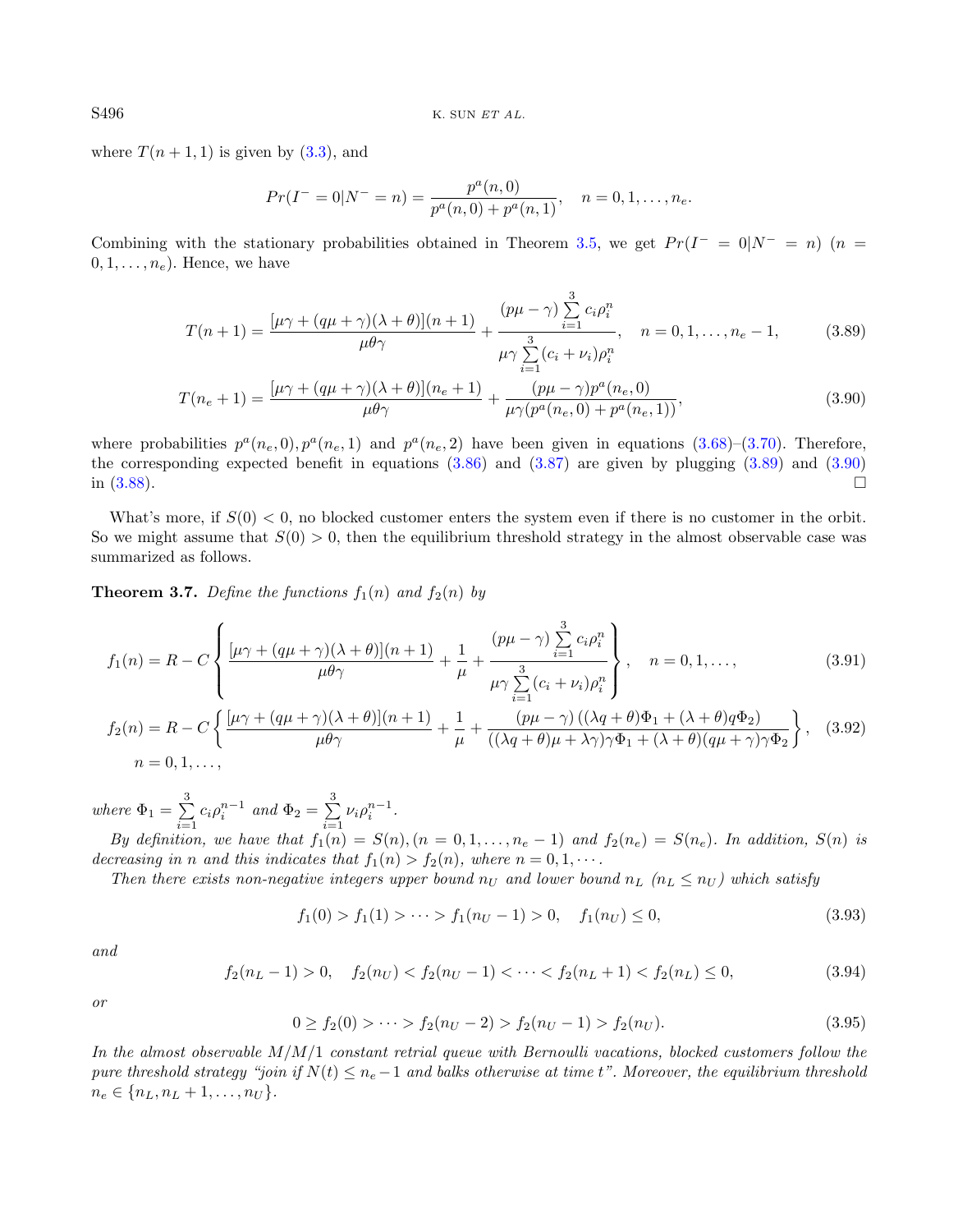where $T(n+1,1)$ is given by (3.3), and

$$Pr(I^- = 0|N^- = n) = \frac{p^a(n,0)}{p^a(n,0) + p^a(n,1)}, \quad n = 0, 1, \ldots, n_e.$$

Combining with the stationary probabilities obtained in Theorem 3.5, we get $Pr(I^- = 0|N^- = n)$ $(n = 0, 1, \ldots, n_e)$. Hence, we have

$$T(n+1) = \frac{[\mu\gamma + (q\mu + \gamma)(\lambda + \theta)](n+1)}{\mu\theta\gamma} + \frac{(p\mu - \gamma)\sum_{i=1}^{3} c_i \rho_i^n}{\mu\gamma \sum_{i=1}^{3}(c_i + \nu_i)\rho_i^n}, \quad n = 0, 1, \ldots, n_e - 1, \tag{3.89}$$

$$T(n_e+1) = \frac{[\mu\gamma + (q\mu + \gamma)(\lambda + \theta)](n_e+1)}{\mu\theta\gamma} + \frac{(p\mu - \gamma)p^a(n_e,0)}{\mu\gamma(p^a(n_e,0) + p^a(n_e,1))}, \tag{3.90}$$

where probabilities $p^a(n_e,0), p^a(n_e,1)$ and $p^a(n_e,2)$ have been given in equations (3.68)–(3.70). Therefore, the corresponding expected benefit in equations (3.86) and (3.87) are given by plugging (3.89) and (3.90) in (3.88). □

What's more, if $S(0) < 0$, no blocked customer enters the system even if there is no customer in the orbit. So we might assume that $S(0) > 0$, then the equilibrium threshold strategy in the almost observable case was summarized as follows.

**Theorem 3.7.** *Define the functions $f_1(n)$ and $f_2(n)$ by*

$$f_1(n) = R - C\left\{\frac{[\mu\gamma + (q\mu + \gamma)(\lambda + \theta)](n+1)}{\mu\theta\gamma} + \frac{1}{\mu} + \frac{(p\mu - \gamma)\sum_{i=1}^{3} c_i \rho_i^n}{\mu\gamma \sum_{i=1}^{3}(c_i + \nu_i)\rho_i^n}\right\}, \quad n = 0, 1, \ldots, \tag{3.91}$$

$$f_2(n) = R - C\left\{\frac{[\mu\gamma + (q\mu + \gamma)(\lambda + \theta)](n+1)}{\mu\theta\gamma} + \frac{1}{\mu} + \frac{(p\mu - \gamma)\left((\lambda q + \theta)\Phi_1 + (\lambda + \theta)q\Phi_2\right)}{((\lambda q + \theta)\mu + \lambda\gamma)\gamma\Phi_1 + (\lambda + \theta)(q\mu + \gamma)\gamma\Phi_2}\right\}, \tag{3.92}$$
$n = 0, 1, \ldots,$

*where $\Phi_1 = \sum_{i=1}^{3} c_i \rho_i^{n-1}$ and $\Phi_2 = \sum_{i=1}^{3} \nu_i \rho_i^{n-1}$.*

*By definition, we have that $f_1(n) = S(n), (n = 0, 1, \ldots, n_e - 1)$ and $f_2(n_e) = S(n_e)$. In addition, $S(n)$ is decreasing in $n$ and this indicates that $f_1(n) > f_2(n)$, where $n = 0, 1, \cdots$.*

*Then there exists non-negative integers upper bound $n_U$ and lower bound $n_L$ $(n_L \leq n_U)$ which satisfy*

$$f_1(0) > f_1(1) > \cdots > f_1(n_U - 1) > 0, \quad f_1(n_U) \leq 0, \tag{3.93}$$

*and*

$$f_2(n_L - 1) > 0, \quad f_2(n_U) < f_2(n_U - 1) < \cdots < f_2(n_L + 1) < f_2(n_L) \leq 0, \tag{3.94}$$

*or*

$$0 \geq f_2(0) > \cdots > f_2(n_U - 2) > f_2(n_U - 1) > f_2(n_U). \tag{3.95}$$

*In the almost observable M/M/1 constant retrial queue with Bernoulli vacations, blocked customers follow the pure threshold strategy "join if $N(t) \leq n_e - 1$ and balks otherwise at time $t$". Moreover, the equilibrium threshold $n_e \in \{n_L, n_L + 1, \ldots, n_U\}$.*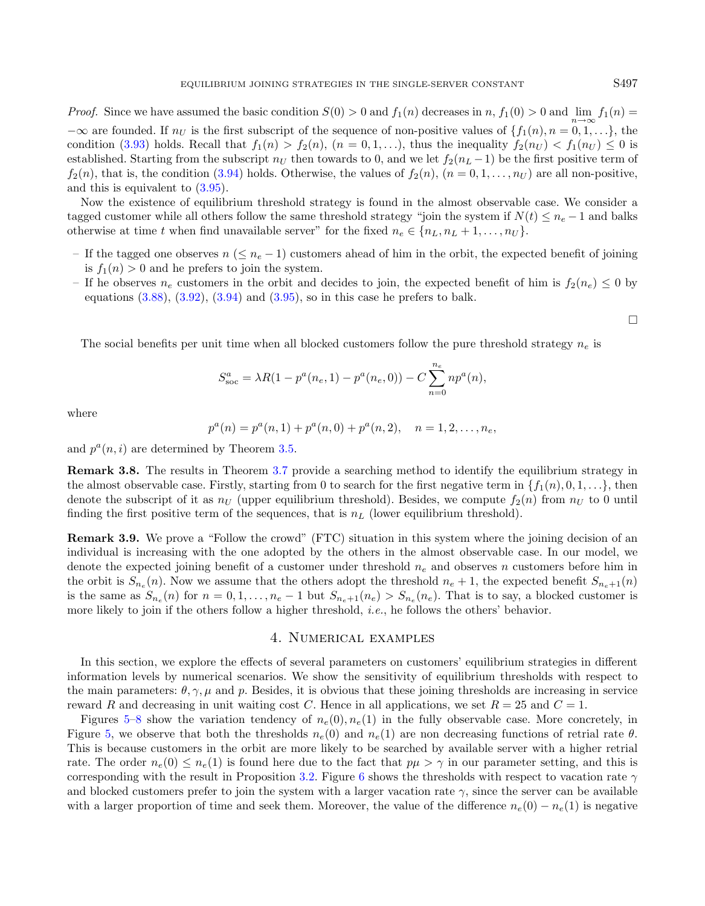*Proof.* Since we have assumed the basic condition $S(0) > 0$ and $f_1(n)$ decreases in $n$, $f_1(0) > 0$ and $\lim_{n\to\infty} f_1(n) = -\infty$ are founded. If $n_U$ is the first subscript of the sequence of non-positive values of $\{f_1(n), n = 0, 1, \ldots\}$, the condition (3.93) holds. Recall that $f_1(n) > f_2(n)$, $(n = 0, 1, \ldots)$, thus the inequality $f_2(n_U) < f_1(n_U) \leq 0$ is established. Starting from the subscript $n_U$ then towards to 0, and we let $f_2(n_L - 1)$ be the first positive term of $f_2(n)$, that is, the condition (3.94) holds. Otherwise, the values of $f_2(n)$, $(n = 0, 1, \ldots, n_U)$ are all non-positive, and this is equivalent to (3.95).

Now the existence of equilibrium threshold strategy is found in the almost observable case. We consider a tagged customer while all others follow the same threshold strategy "join the system if $N(t) \leq n_e - 1$ and balks otherwise at time $t$ when find unavailable server" for the fixed $n_e \in \{n_L, n_L + 1, \ldots, n_U\}$.

- If the tagged one observes $n$ $(\leq n_e - 1)$ customers ahead of him in the orbit, the expected benefit of joining is $f_1(n) > 0$ and he prefers to join the system.
- If he observes $n_e$ customers in the orbit and decides to join, the expected benefit of him is $f_2(n_e) \leq 0$ by equations (3.88), (3.92), (3.94) and (3.95), so in this case he prefers to balk.

□

The social benefits per unit time when all blocked customers follow the pure threshold strategy $n_e$ is

$$S^a_{\text{soc}} = \lambda R(1 - p^a(n_e, 1) - p^a(n_e, 0)) - C\sum_{n=0}^{n_e} np^a(n),$$

where

$$p^a(n) = p^a(n, 1) + p^a(n, 0) + p^a(n, 2), \quad n = 1, 2, \ldots, n_e,$$

and $p^a(n, i)$ are determined by Theorem 3.5.

**Remark 3.8.** The results in Theorem 3.7 provide a searching method to identify the equilibrium strategy in the almost observable case. Firstly, starting from 0 to search for the first negative term in $\{f_1(n), 0, 1, \ldots\}$, then denote the subscript of it as $n_U$ (upper equilibrium threshold). Besides, we compute $f_2(n)$ from $n_U$ to 0 until finding the first positive term of the sequences, that is $n_L$ (lower equilibrium threshold).

**Remark 3.9.** We prove a "Follow the crowd" (FTC) situation in this system where the joining decision of an individual is increasing with the one adopted by the others in the almost observable case. In our model, we denote the expected joining benefit of a customer under threshold $n_e$ and observes $n$ customers before him in the orbit is $S_{n_e}(n)$. Now we assume that the others adopt the threshold $n_e + 1$, the expected benefit $S_{n_e+1}(n)$ is the same as $S_{n_e}(n)$ for $n = 0, 1, \ldots, n_e - 1$ but $S_{n_e+1}(n_e) > S_{n_e}(n_e)$. That is to say, a blocked customer is more likely to join if the others follow a higher threshold, *i.e.*, he follows the others' behavior.

## 4. Numerical examples

In this section, we explore the effects of several parameters on customers' equilibrium strategies in different information levels by numerical scenarios. We show the sensitivity of equilibrium thresholds with respect to the main parameters: $\theta, \gamma, \mu$ and $p$. Besides, it is obvious that these joining thresholds are increasing in service reward $R$ and decreasing in unit waiting cost $C$. Hence in all applications, we set $R = 25$ and $C = 1$.

Figures 5–8 show the variation tendency of $n_e(0), n_e(1)$ in the fully observable case. More concretely, in Figure 5, we observe that both the thresholds $n_e(0)$ and $n_e(1)$ are non decreasing functions of retrial rate $\theta$. This is because customers in the orbit are more likely to be searched by available server with a higher retrial rate. The order $n_e(0) \leq n_e(1)$ is found here due to the fact that $p\mu > \gamma$ in our parameter setting, and this is corresponding with the result in Proposition 3.2. Figure 6 shows the thresholds with respect to vacation rate $\gamma$ and blocked customers prefer to join the system with a larger vacation rate $\gamma$, since the server can be available with a larger proportion of time and seek them. Moreover, the value of the difference $n_e(0) - n_e(1)$ is negative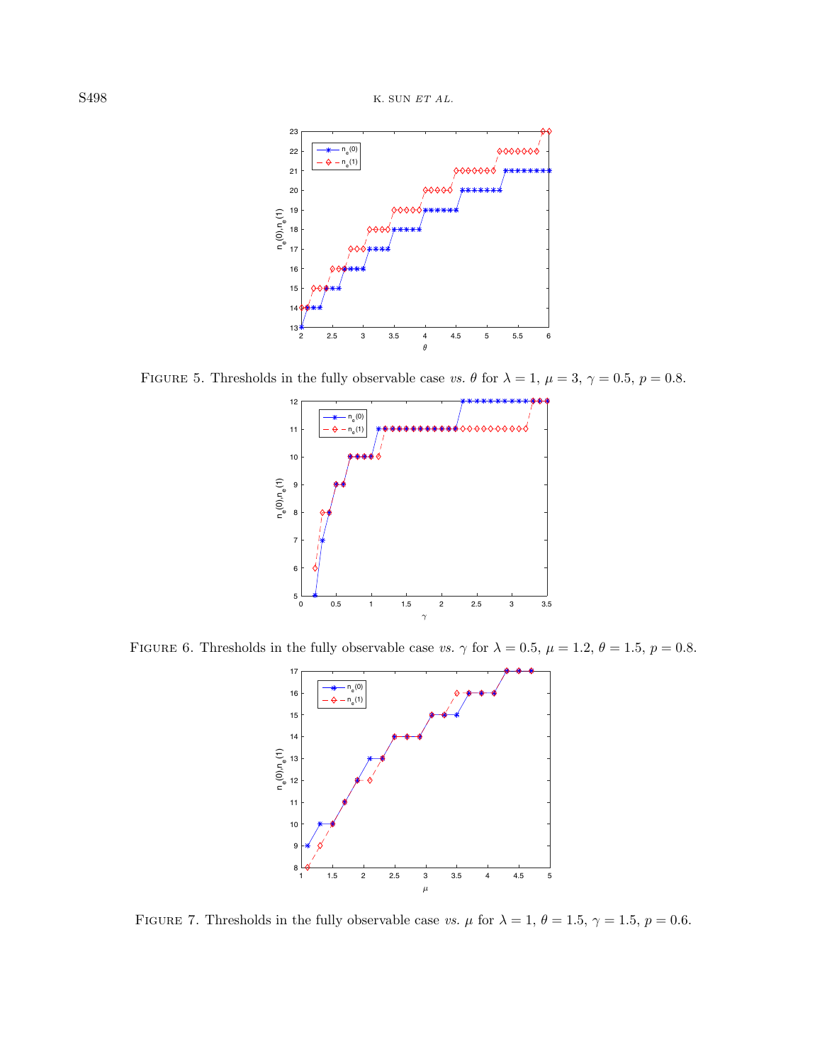Figure 5. Thresholds in the fully observable case *vs.* $\theta$ for $\lambda = 1$, $\mu = 3$, $\gamma = 0.5$, $p = 0.8$.

Figure 6. Thresholds in the fully observable case *vs.* $\gamma$ for $\lambda = 0.5$, $\mu = 1.2$, $\theta = 1.5$, $p = 0.8$.

Figure 7. Thresholds in the fully observable case *vs.* $\mu$ for $\lambda = 1$, $\theta = 1.5$, $\gamma = 1.5$, $p = 0.6$.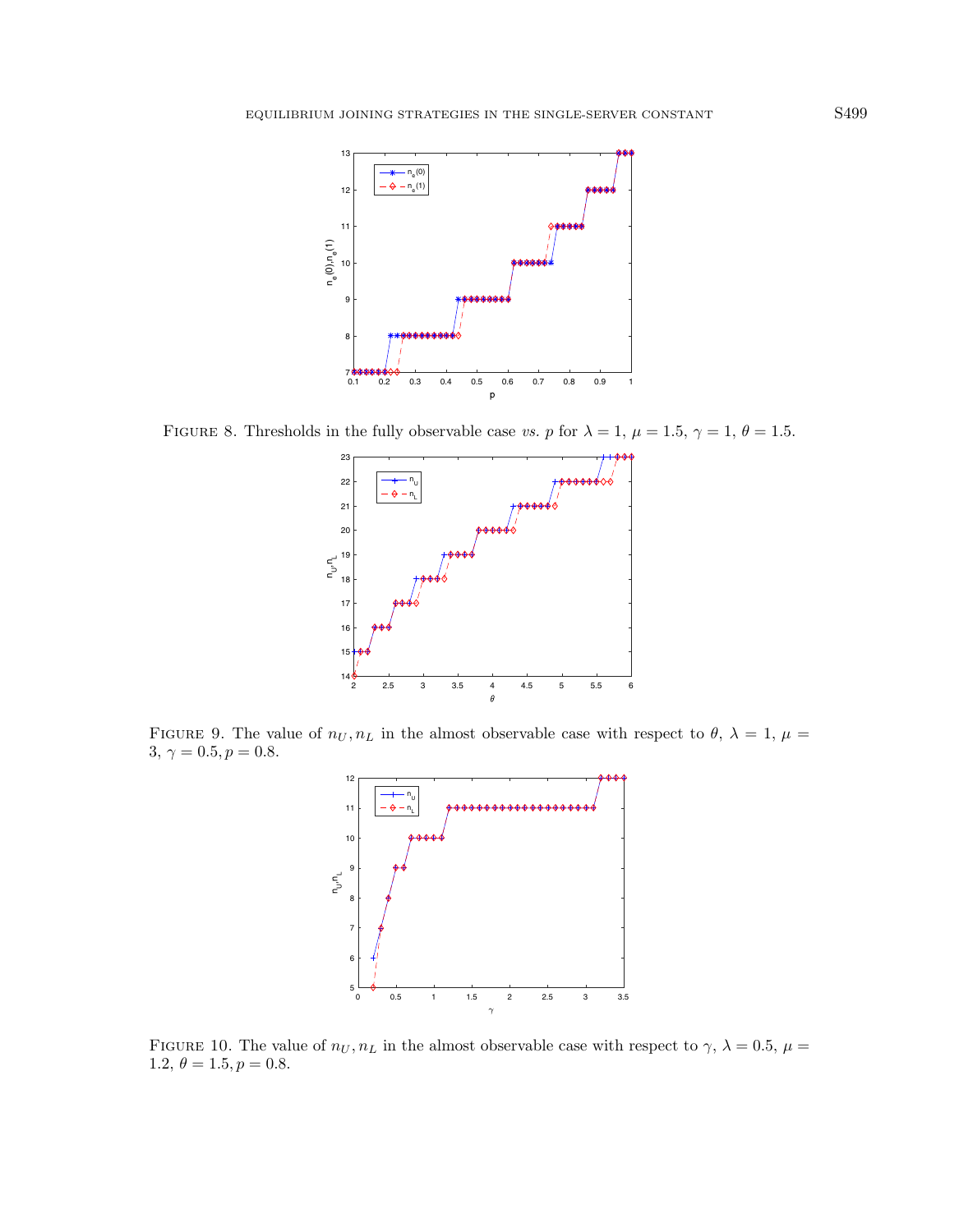Figure 8. Thresholds in the fully observable case *vs.* $p$ for $\lambda = 1$, $\mu = 1.5$, $\gamma = 1$, $\theta = 1.5$.

Figure 9. The value of $n_U, n_L$ in the almost observable case with respect to $\theta$, $\lambda = 1$, $\mu = 3$, $\gamma = 0.5, p = 0.8$.

Figure 10. The value of $n_U, n_L$ in the almost observable case with respect to $\gamma$, $\lambda = 0.5$, $\mu = 1.2$, $\theta = 1.5, p = 0.8$.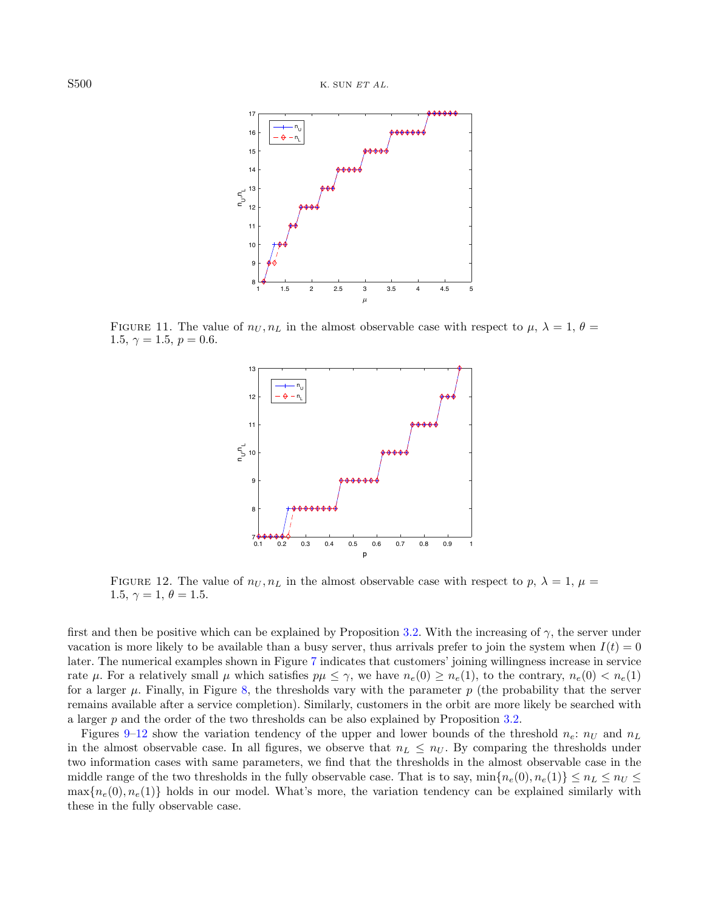FIGURE 11. The value of $n_U, n_L$ in the almost observable case with respect to $\mu$, $\lambda = 1$, $\theta = 1.5$, $\gamma = 1.5$, $p = 0.6$.

FIGURE 12. The value of $n_U, n_L$ in the almost observable case with respect to $p$, $\lambda = 1$, $\mu = 1.5$, $\gamma = 1$, $\theta = 1.5$.

first and then be positive which can be explained by Proposition 3.2. With the increasing of $\gamma$, the server under vacation is more likely to be available than a busy server, thus arrivals prefer to join the system when $I(t) = 0$ later. The numerical examples shown in Figure 7 indicates that customers' joining willingness increase in service rate $\mu$. For a relatively small $\mu$ which satisfies $p\mu \leq \gamma$, we have $n_e(0) \geq n_e(1)$, to the contrary, $n_e(0) < n_e(1)$ for a larger $\mu$. Finally, in Figure 8, the thresholds vary with the parameter $p$ (the probability that the server remains available after a service completion). Similarly, customers in the orbit are more likely be searched with a larger $p$ and the order of the two thresholds can be also explained by Proposition 3.2.

Figures 9–12 show the variation tendency of the upper and lower bounds of the threshold $n_e$: $n_U$ and $n_L$ in the almost observable case. In all figures, we observe that $n_L \leq n_U$. By comparing the thresholds under two information cases with same parameters, we find that the thresholds in the almost observable case in the middle range of the two thresholds in the fully observable case. That is to say, $\min\{n_e(0), n_e(1)\} \leq n_L \leq n_U \leq \max\{n_e(0), n_e(1)\}$ holds in our model. What's more, the variation tendency can be explained similarly with these in the fully observable case.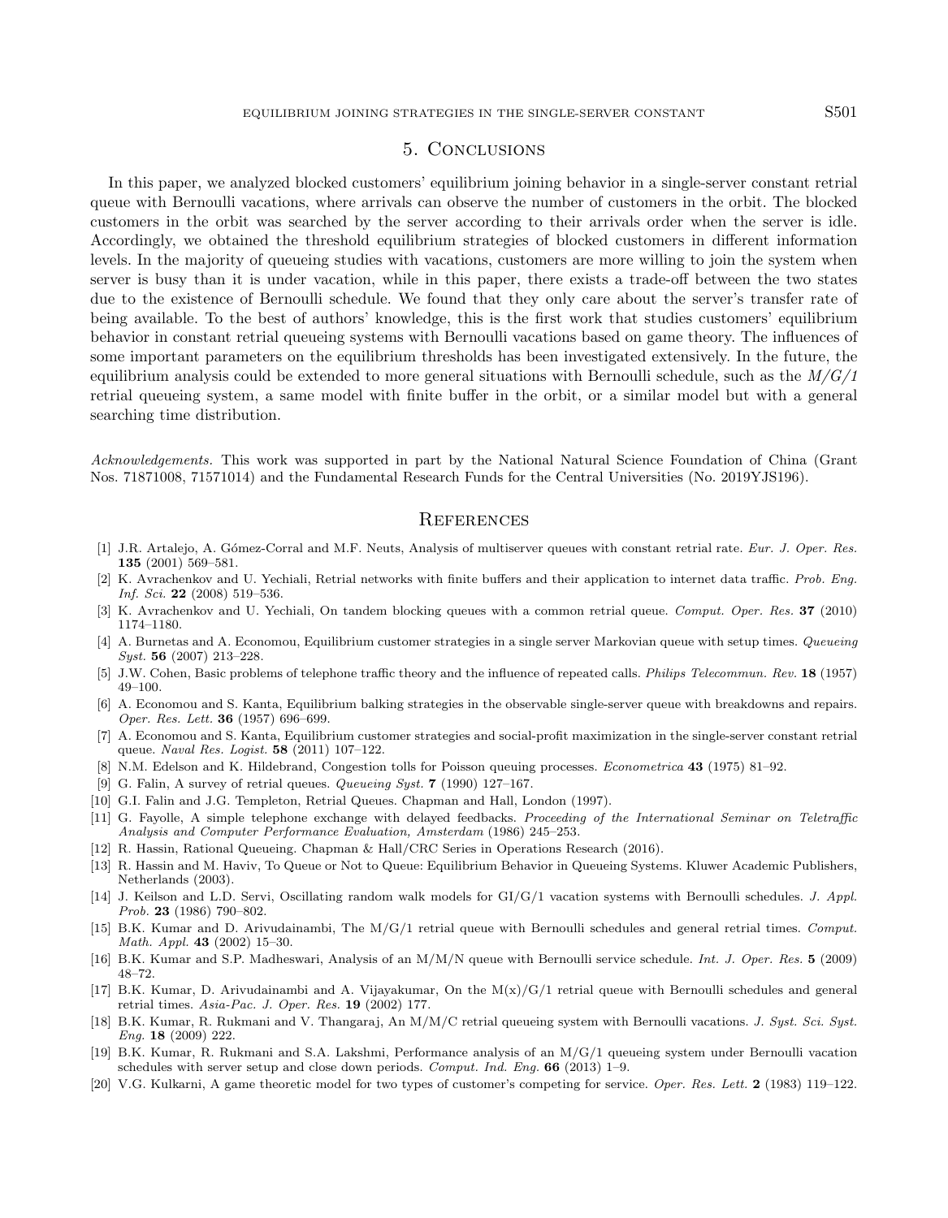## 5. Conclusions

In this paper, we analyzed blocked customers' equilibrium joining behavior in a single-server constant retrial queue with Bernoulli vacations, where arrivals can observe the number of customers in the orbit. The blocked customers in the orbit was searched by the server according to their arrivals order when the server is idle. Accordingly, we obtained the threshold equilibrium strategies of blocked customers in different information levels. In the majority of queueing studies with vacations, customers are more willing to join the system when server is busy than it is under vacation, while in this paper, there exists a trade-off between the two states due to the existence of Bernoulli schedule. We found that they only care about the server's transfer rate of being available. To the best of authors' knowledge, this is the first work that studies customers' equilibrium behavior in constant retrial queueing systems with Bernoulli vacations based on game theory. The influences of some important parameters on the equilibrium thresholds has been investigated extensively. In the future, the equilibrium analysis could be extended to more general situations with Bernoulli schedule, such as the *M/G/1* retrial queueing system, a same model with finite buffer in the orbit, or a similar model but with a general searching time distribution.

*Acknowledgements.* This work was supported in part by the National Natural Science Foundation of China (Grant Nos. 71871008, 71571014) and the Fundamental Research Funds for the Central Universities (No. 2019YJS196).

## References

[1] J.R. Artalejo, A. Gómez-Corral and M.F. Neuts, Analysis of multiserver queues with constant retrial rate. *Eur. J. Oper. Res.* **135** (2001) 569–581.

[2] K. Avrachenkov and U. Yechiali, Retrial networks with finite buffers and their application to internet data traffic. *Prob. Eng. Inf. Sci.* **22** (2008) 519–536.

[3] K. Avrachenkov and U. Yechiali, On tandem blocking queues with a common retrial queue. *Comput. Oper. Res.* **37** (2010) 1174–1180.

[4] A. Burnetas and A. Economou, Equilibrium customer strategies in a single server Markovian queue with setup times. *Queueing Syst.* **56** (2007) 213–228.

[5] J.W. Cohen, Basic problems of telephone traffic theory and the influence of repeated calls. *Philips Telecommun. Rev.* **18** (1957) 49–100.

[6] A. Economou and S. Kanta, Equilibrium balking strategies in the observable single-server queue with breakdowns and repairs. *Oper. Res. Lett.* **36** (1957) 696–699.

[7] A. Economou and S. Kanta, Equilibrium customer strategies and social-profit maximization in the single-server constant retrial queue. *Naval Res. Logist.* **58** (2011) 107–122.

[8] N.M. Edelson and K. Hildebrand, Congestion tolls for Poisson queuing processes. *Econometrica* **43** (1975) 81–92.

[9] G. Falin, A survey of retrial queues. *Queueing Syst.* **7** (1990) 127–167.

[10] G.I. Falin and J.G. Templeton, Retrial Queues. Chapman and Hall, London (1997).

[11] G. Fayolle, A simple telephone exchange with delayed feedbacks. *Proceeding of the International Seminar on Teletraffic Analysis and Computer Performance Evaluation, Amsterdam* (1986) 245–253.

[12] R. Hassin, Rational Queueing. Chapman & Hall/CRC Series in Operations Research (2016).

[13] R. Hassin and M. Haviv, To Queue or Not to Queue: Equilibrium Behavior in Queueing Systems. Kluwer Academic Publishers, Netherlands (2003).

[14] J. Keilson and L.D. Servi, Oscillating random walk models for GI/G/1 vacation systems with Bernoulli schedules. *J. Appl. Prob.* **23** (1986) 790–802.

[15] B.K. Kumar and D. Arivudainambi, The M/G/1 retrial queue with Bernoulli schedules and general retrial times. *Comput. Math. Appl.* **43** (2002) 15–30.

[16] B.K. Kumar and S.P. Madheswari, Analysis of an M/M/N queue with Bernoulli service schedule. *Int. J. Oper. Res.* **5** (2009) 48–72.

[17] B.K. Kumar, D. Arivudainambi and A. Vijayakumar, On the M(x)/G/1 retrial queue with Bernoulli schedules and general retrial times. *Asia-Pac. J. Oper. Res.* **19** (2002) 177.

[18] B.K. Kumar, R. Rukmani and V. Thangaraj, An M/M/C retrial queueing system with Bernoulli vacations. *J. Syst. Sci. Syst. Eng.* **18** (2009) 222.

[19] B.K. Kumar, R. Rukmani and S.A. Lakshmi, Performance analysis of an M/G/1 queueing system under Bernoulli vacation schedules with server setup and close down periods. *Comput. Ind. Eng.* **66** (2013) 1–9.

[20] V.G. Kulkarni, A game theoretic model for two types of customer's competing for service. *Oper. Res. Lett.* **2** (1983) 119–122.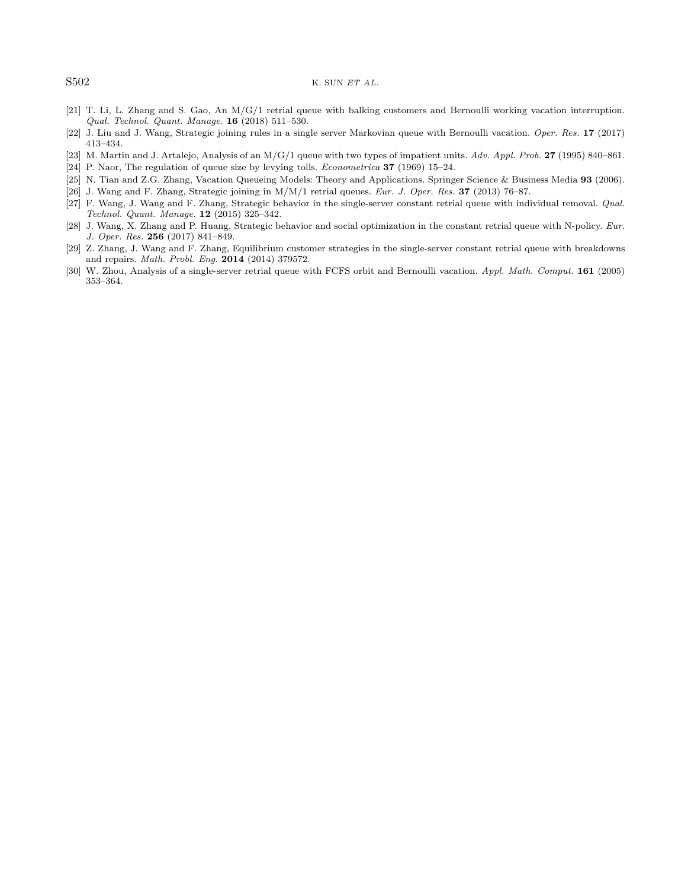[21] T. Li, L. Zhang and S. Gao, An M/G/1 retrial queue with balking customers and Bernoulli working vacation interruption. *Qual. Technol. Quant. Manage.* **16** (2018) 511–530.

[22] J. Liu and J. Wang, Strategic joining rules in a single server Markovian queue with Bernoulli vacation. *Oper. Res.* **17** (2017) 413–434.

[23] M. Martin and J. Artalejo, Analysis of an M/G/1 queue with two types of impatient units. *Adv. Appl. Prob.* **27** (1995) 840–861.

[24] P. Naor, The regulation of queue size by levying tolls. *Econometrica* **37** (1969) 15–24.

[25] N. Tian and Z.G. Zhang, Vacation Queueing Models: Theory and Applications. Springer Science & Business Media **93** (2006).

[26] J. Wang and F. Zhang, Strategic joining in M/M/1 retrial queues. *Eur. J. Oper. Res.* **37** (2013) 76–87.

[27] F. Wang, J. Wang and F. Zhang, Strategic behavior in the single-server constant retrial queue with individual removal. *Qual. Technol. Quant. Manage.* **12** (2015) 325–342.

[28] J. Wang, X. Zhang and P. Huang, Strategic behavior and social optimization in the constant retrial queue with N-policy. *Eur. J. Oper. Res.* **256** (2017) 841–849.

[29] Z. Zhang, J. Wang and F. Zhang, Equilibrium customer strategies in the single-server constant retrial queue with breakdowns and repairs. *Math. Probl. Eng.* **2014** (2014) 379572.

[30] W. Zhou, Analysis of a single-server retrial queue with FCFS orbit and Bernoulli vacation. *Appl. Math. Comput.* **161** (2005) 353–364.